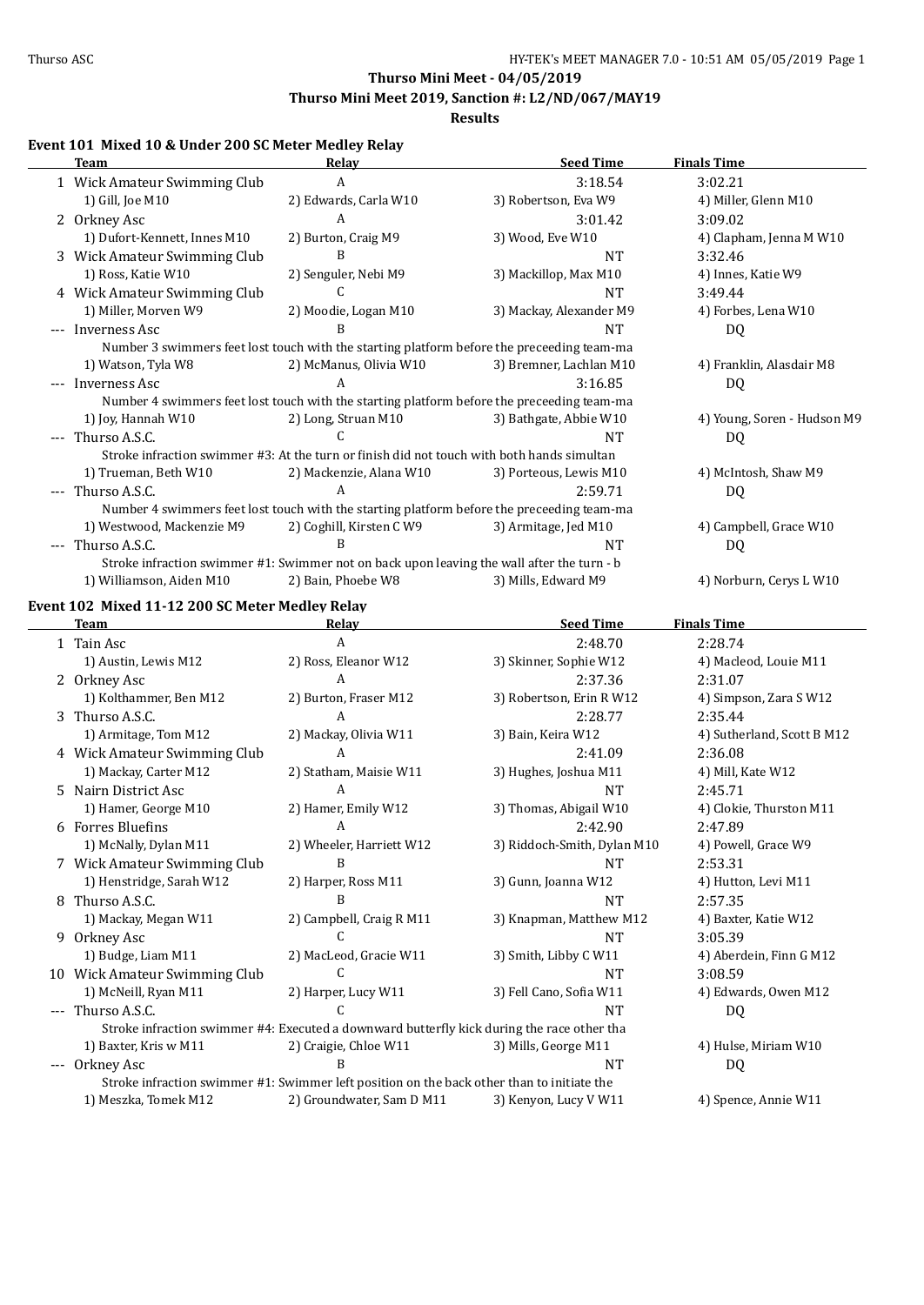**Thurso Mini Meet - 04/05/2019**

**Thurso Mini Meet 2019, Sanction #: L2/ND/067/MAY19**

**Results**

### Event 101 Mixed 10 & Under 200 SC Meter Medley Relay

| | Team | Relay | Seed Time | Finals Time |
|---|---|---|---|---|
| 1 | Wick Amateur Swimming Club | A | 3:18.54 | 3:02.21 |
| | 1) Gill, Joe M10 | 2) Edwards, Carla W10 | 3) Robertson, Eva W9 | 4) Miller, Glenn M10 |
| 2 | Orkney Asc | A | 3:01.42 | 3:09.02 |
| | 1) Dufort-Kennett, Innes M10 | 2) Burton, Craig M9 | 3) Wood, Eve W10 | 4) Clapham, Jenna M W10 |
| 3 | Wick Amateur Swimming Club | B | NT | 3:32.46 |
| | 1) Ross, Katie W10 | 2) Senguler, Nebi M9 | 3) Mackillop, Max M10 | 4) Innes, Katie W9 |
| 4 | Wick Amateur Swimming Club | C | NT | 3:49.44 |
| | 1) Miller, Morven W9 | 2) Moodie, Logan M10 | 3) Mackay, Alexander M9 | 4) Forbes, Lena W10 |
| --- | Inverness Asc | B | NT | DQ |
| | Number 3 swimmers feet lost touch with the starting platform before the preceeding team-ma | | | |
| | 1) Watson, Tyla W8 | 2) McManus, Olivia W10 | 3) Bremner, Lachlan M10 | 4) Franklin, Alasdair M8 |
| --- | Inverness Asc | A | 3:16.85 | DQ |
| | Number 4 swimmers feet lost touch with the starting platform before the preceeding team-ma | | | |
| | 1) Joy, Hannah W10 | 2) Long, Struan M10 | 3) Bathgate, Abbie W10 | 4) Young, Soren - Hudson M9 |
| --- | Thurso A.S.C. | C | NT | DQ |
| | Stroke infraction swimmer #3: At the turn or finish did not touch with both hands simultan | | | |
| | 1) Trueman, Beth W10 | 2) Mackenzie, Alana W10 | 3) Porteous, Lewis M10 | 4) McIntosh, Shaw M9 |
| --- | Thurso A.S.C. | A | 2:59.71 | DQ |
| | Number 4 swimmers feet lost touch with the starting platform before the preceeding team-ma | | | |
| | 1) Westwood, Mackenzie M9 | 2) Coghill, Kirsten C W9 | 3) Armitage, Jed M10 | 4) Campbell, Grace W10 |
| --- | Thurso A.S.C. | B | NT | DQ |
| | Stroke infraction swimmer #1: Swimmer not on back upon leaving the wall after the turn - b | | | |
| | 1) Williamson, Aiden M10 | 2) Bain, Phoebe W8 | 3) Mills, Edward M9 | 4) Norburn, Cerys L W10 |

### Event 102 Mixed 11-12 200 SC Meter Medley Relay

| | Team | Relay | Seed Time | Finals Time |
|---|---|---|---|---|
| 1 | Tain Asc | A | 2:48.70 | 2:28.74 |
| | 1) Austin, Lewis M12 | 2) Ross, Eleanor W12 | 3) Skinner, Sophie W12 | 4) Macleod, Louie M11 |
| 2 | Orkney Asc | A | 2:37.36 | 2:31.07 |
| | 1) Kolthammer, Ben M12 | 2) Burton, Fraser M12 | 3) Robertson, Erin R W12 | 4) Simpson, Zara S W12 |
| 3 | Thurso A.S.C. | A | 2:28.77 | 2:35.44 |
| | 1) Armitage, Tom M12 | 2) Mackay, Olivia W11 | 3) Bain, Keira W12 | 4) Sutherland, Scott B M12 |
| 4 | Wick Amateur Swimming Club | A | 2:41.09 | 2:36.08 |
| | 1) Mackay, Carter M12 | 2) Statham, Maisie W11 | 3) Hughes, Joshua M11 | 4) Mill, Kate W12 |
| 5 | Nairn District Asc | A | NT | 2:45.71 |
| | 1) Hamer, George M10 | 2) Hamer, Emily W12 | 3) Thomas, Abigail W10 | 4) Clokie, Thurston M11 |
| 6 | Forres Bluefins | A | 2:42.90 | 2:47.89 |
| | 1) McNally, Dylan M11 | 2) Wheeler, Harriett W12 | 3) Riddoch-Smith, Dylan M10 | 4) Powell, Grace W9 |
| 7 | Wick Amateur Swimming Club | B | NT | 2:53.31 |
| | 1) Henstridge, Sarah W12 | 2) Harper, Ross M11 | 3) Gunn, Joanna W12 | 4) Hutton, Levi M11 |
| 8 | Thurso A.S.C. | B | NT | 2:57.35 |
| | 1) Mackay, Megan W11 | 2) Campbell, Craig R M11 | 3) Knapman, Matthew M12 | 4) Baxter, Katie W12 |
| 9 | Orkney Asc | C | NT | 3:05.39 |
| | 1) Budge, Liam M11 | 2) MacLeod, Gracie W11 | 3) Smith, Libby C W11 | 4) Aberdein, Finn G M12 |
| 10 | Wick Amateur Swimming Club | C | NT | 3:08.59 |
| | 1) McNeill, Ryan M11 | 2) Harper, Lucy W11 | 3) Fell Cano, Sofia W11 | 4) Edwards, Owen M12 |
| --- | Thurso A.S.C. | C | NT | DQ |
| | Stroke infraction swimmer #4: Executed a downward butterfly kick during the race other tha | | | |
| | 1) Baxter, Kris w M11 | 2) Craigie, Chloe W11 | 3) Mills, George M11 | 4) Hulse, Miriam W10 |
| --- | Orkney Asc | B | NT | DQ |
| | Stroke infraction swimmer #1: Swimmer left position on the back other than to initiate the | | | |
| | 1) Meszka, Tomek M12 | 2) Groundwater, Sam D M11 | 3) Kenyon, Lucy V W11 | 4) Spence, Annie W11 |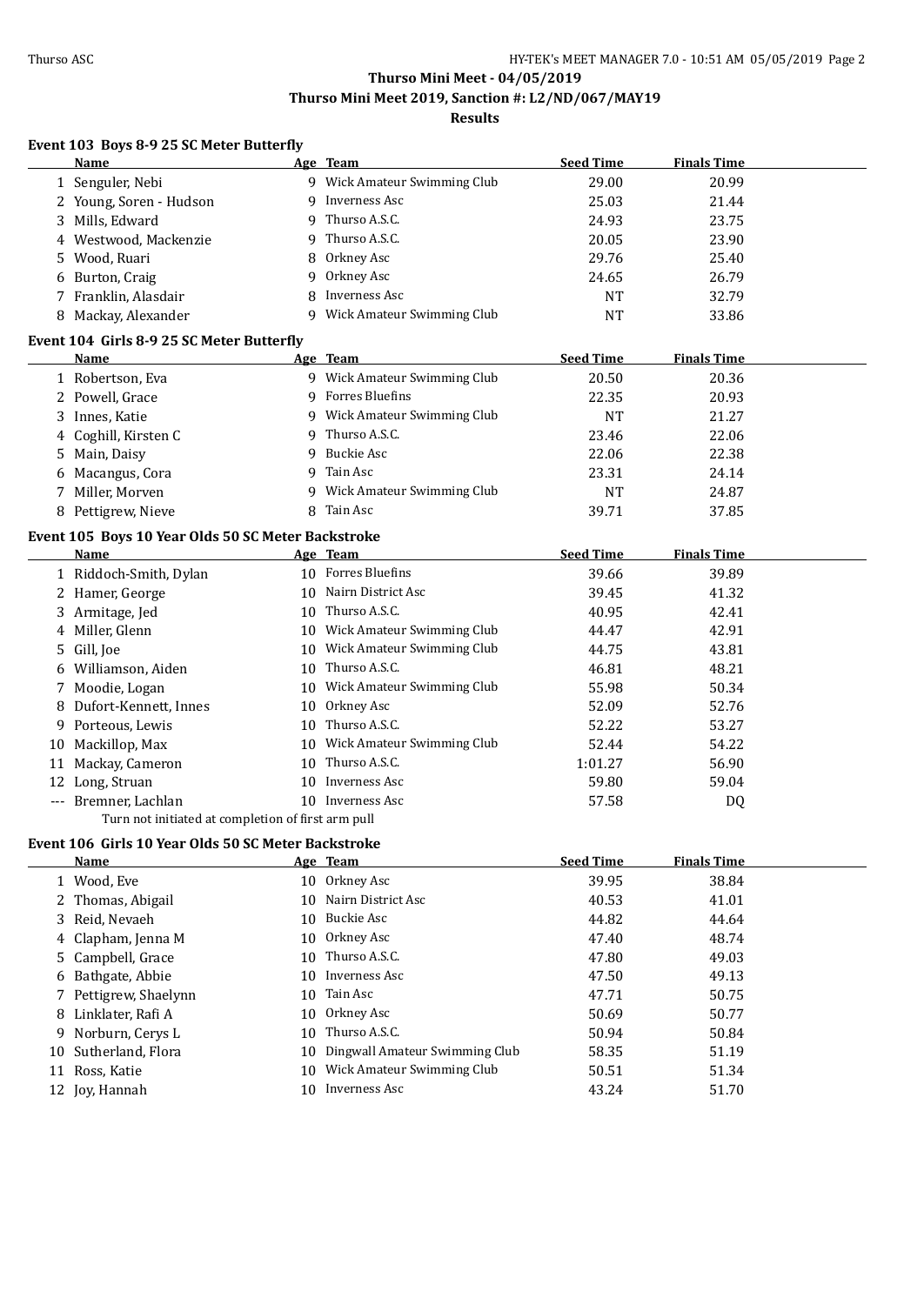# Thurso Mini Meet - 04/05/2019
## Thurso Mini Meet 2019, Sanction #: L2/ND/067/MAY19
### Results

### Event 103 Boys 8-9 25 SC Meter Butterfly

| | Name | Age | Team | Seed Time | Finals Time |
|---|---|---|---|---|---|
| 1 | Senguler, Nebi | 9 | Wick Amateur Swimming Club | 29.00 | 20.99 |
| 2 | Young, Soren - Hudson | 9 | Inverness Asc | 25.03 | 21.44 |
| 3 | Mills, Edward | 9 | Thurso A.S.C. | 24.93 | 23.75 |
| 4 | Westwood, Mackenzie | 9 | Thurso A.S.C. | 20.05 | 23.90 |
| 5 | Wood, Ruari | 8 | Orkney Asc | 29.76 | 25.40 |
| 6 | Burton, Craig | 9 | Orkney Asc | 24.65 | 26.79 |
| 7 | Franklin, Alasdair | 8 | Inverness Asc | NT | 32.79 |
| 8 | Mackay, Alexander | 9 | Wick Amateur Swimming Club | NT | 33.86 |

### Event 104 Girls 8-9 25 SC Meter Butterfly

| | Name | Age | Team | Seed Time | Finals Time |
|---|---|---|---|---|---|
| 1 | Robertson, Eva | 9 | Wick Amateur Swimming Club | 20.50 | 20.36 |
| 2 | Powell, Grace | 9 | Forres Bluefins | 22.35 | 20.93 |
| 3 | Innes, Katie | 9 | Wick Amateur Swimming Club | NT | 21.27 |
| 4 | Coghill, Kirsten C | 9 | Thurso A.S.C. | 23.46 | 22.06 |
| 5 | Main, Daisy | 9 | Buckie Asc | 22.06 | 22.38 |
| 6 | Macangus, Cora | 9 | Tain Asc | 23.31 | 24.14 |
| 7 | Miller, Morven | 9 | Wick Amateur Swimming Club | NT | 24.87 |
| 8 | Pettigrew, Nieve | 8 | Tain Asc | 39.71 | 37.85 |

### Event 105 Boys 10 Year Olds 50 SC Meter Backstroke

| | Name | Age | Team | Seed Time | Finals Time |
|---|---|---|---|---|---|
| 1 | Riddoch-Smith, Dylan | 10 | Forres Bluefins | 39.66 | 39.89 |
| 2 | Hamer, George | 10 | Nairn District Asc | 39.45 | 41.32 |
| 3 | Armitage, Jed | 10 | Thurso A.S.C. | 40.95 | 42.41 |
| 4 | Miller, Glenn | 10 | Wick Amateur Swimming Club | 44.47 | 42.91 |
| 5 | Gill, Joe | 10 | Wick Amateur Swimming Club | 44.75 | 43.81 |
| 6 | Williamson, Aiden | 10 | Thurso A.S.C. | 46.81 | 48.21 |
| 7 | Moodie, Logan | 10 | Wick Amateur Swimming Club | 55.98 | 50.34 |
| 8 | Dufort-Kennett, Innes | 10 | Orkney Asc | 52.09 | 52.76 |
| 9 | Porteous, Lewis | 10 | Thurso A.S.C. | 52.22 | 53.27 |
| 10 | Mackillop, Max | 10 | Wick Amateur Swimming Club | 52.44 | 54.22 |
| 11 | Mackay, Cameron | 10 | Thurso A.S.C. | 1:01.27 | 56.90 |
| 12 | Long, Struan | 10 | Inverness Asc | 59.80 | 59.04 |
| --- | Bremner, Lachlan | 10 | Inverness Asc | 57.58 | DQ |
| | Turn not initiated at completion of first arm pull | | | | |

### Event 106 Girls 10 Year Olds 50 SC Meter Backstroke

| | Name | Age | Team | Seed Time | Finals Time |
|---|---|---|---|---|---|
| 1 | Wood, Eve | 10 | Orkney Asc | 39.95 | 38.84 |
| 2 | Thomas, Abigail | 10 | Nairn District Asc | 40.53 | 41.01 |
| 3 | Reid, Nevaeh | 10 | Buckie Asc | 44.82 | 44.64 |
| 4 | Clapham, Jenna M | 10 | Orkney Asc | 47.40 | 48.74 |
| 5 | Campbell, Grace | 10 | Thurso A.S.C. | 47.80 | 49.03 |
| 6 | Bathgate, Abbie | 10 | Inverness Asc | 47.50 | 49.13 |
| 7 | Pettigrew, Shaelynn | 10 | Tain Asc | 47.71 | 50.75 |
| 8 | Linklater, Rafi A | 10 | Orkney Asc | 50.69 | 50.77 |
| 9 | Norburn, Cerys L | 10 | Thurso A.S.C. | 50.94 | 50.84 |
| 10 | Sutherland, Flora | 10 | Dingwall Amateur Swimming Club | 58.35 | 51.19 |
| 11 | Ross, Katie | 10 | Wick Amateur Swimming Club | 50.51 | 51.34 |
| 12 | Joy, Hannah | 10 | Inverness Asc | 43.24 | 51.70 |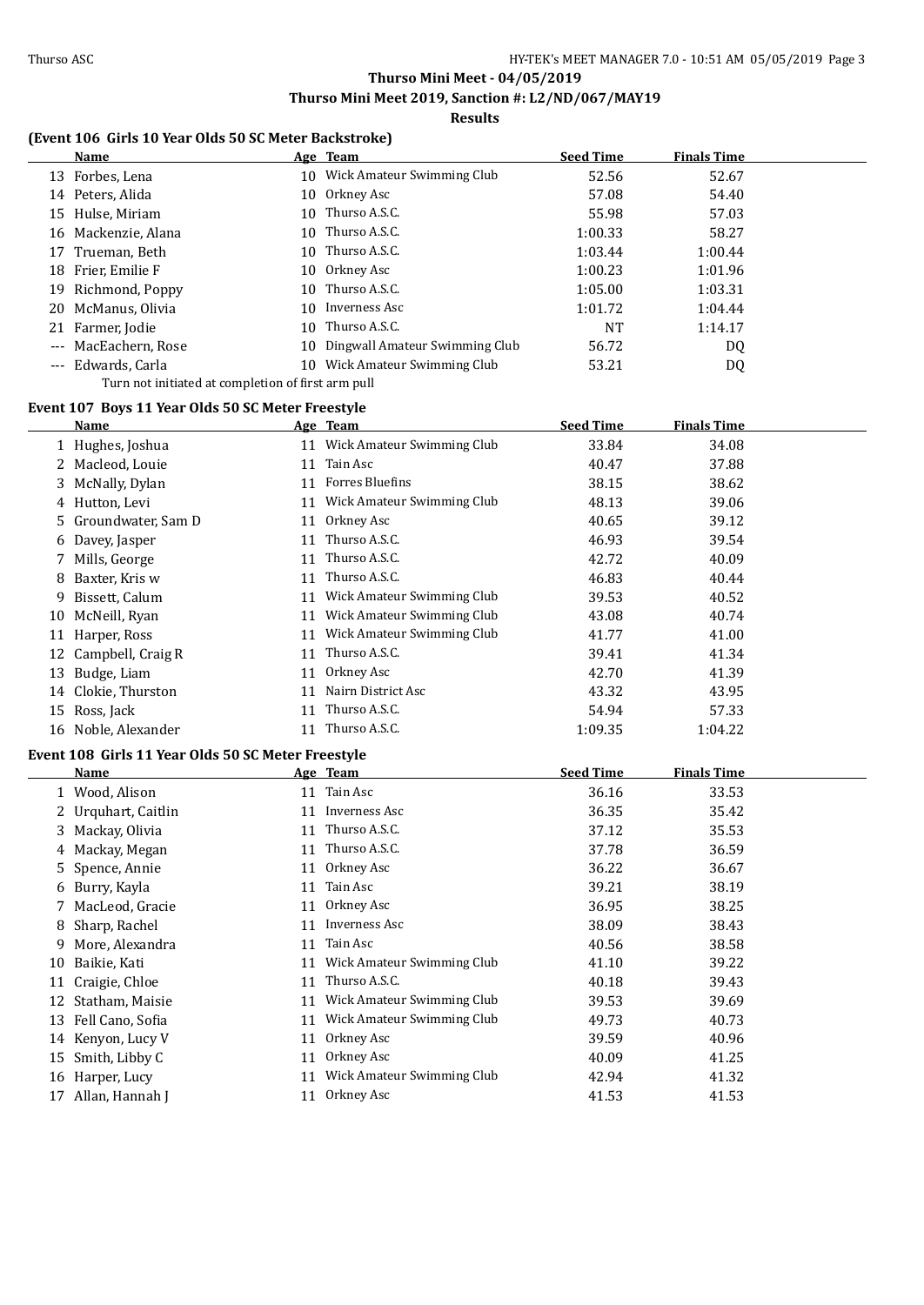**Thurso Mini Meet - 04/05/2019**

**Thurso Mini Meet 2019, Sanction #: L2/ND/067/MAY19**

**Results**

### (Event 106 Girls 10 Year Olds 50 SC Meter Backstroke)

| | Name | Age | Team | Seed Time | Finals Time |
|---|---|---|---|---|---|
| 13 | Forbes, Lena | 10 | Wick Amateur Swimming Club | 52.56 | 52.67 |
| 14 | Peters, Alida | 10 | Orkney Asc | 57.08 | 54.40 |
| 15 | Hulse, Miriam | 10 | Thurso A.S.C. | 55.98 | 57.03 |
| 16 | Mackenzie, Alana | 10 | Thurso A.S.C. | 1:00.33 | 58.27 |
| 17 | Trueman, Beth | 10 | Thurso A.S.C. | 1:03.44 | 1:00.44 |
| 18 | Frier, Emilie F | 10 | Orkney Asc | 1:00.23 | 1:01.96 |
| 19 | Richmond, Poppy | 10 | Thurso A.S.C. | 1:05.00 | 1:03.31 |
| 20 | McManus, Olivia | 10 | Inverness Asc | 1:01.72 | 1:04.44 |
| 21 | Farmer, Jodie | 10 | Thurso A.S.C. | NT | 1:14.17 |
| --- | MacEachern, Rose | 10 | Dingwall Amateur Swimming Club | 56.72 | DQ |
| --- | Edwards, Carla | 10 | Wick Amateur Swimming Club | 53.21 | DQ |

Turn not initiated at completion of first arm pull

### Event 107 Boys 11 Year Olds 50 SC Meter Freestyle

| | Name | Age | Team | Seed Time | Finals Time |
|---|---|---|---|---|---|
| 1 | Hughes, Joshua | 11 | Wick Amateur Swimming Club | 33.84 | 34.08 |
| 2 | Macleod, Louie | 11 | Tain Asc | 40.47 | 37.88 |
| 3 | McNally, Dylan | 11 | Forres Bluefins | 38.15 | 38.62 |
| 4 | Hutton, Levi | 11 | Wick Amateur Swimming Club | 48.13 | 39.06 |
| 5 | Groundwater, Sam D | 11 | Orkney Asc | 40.65 | 39.12 |
| 6 | Davey, Jasper | 11 | Thurso A.S.C. | 46.93 | 39.54 |
| 7 | Mills, George | 11 | Thurso A.S.C. | 42.72 | 40.09 |
| 8 | Baxter, Kris w | 11 | Thurso A.S.C. | 46.83 | 40.44 |
| 9 | Bissett, Calum | 11 | Wick Amateur Swimming Club | 39.53 | 40.52 |
| 10 | McNeill, Ryan | 11 | Wick Amateur Swimming Club | 43.08 | 40.74 |
| 11 | Harper, Ross | 11 | Wick Amateur Swimming Club | 41.77 | 41.00 |
| 12 | Campbell, Craig R | 11 | Thurso A.S.C. | 39.41 | 41.34 |
| 13 | Budge, Liam | 11 | Orkney Asc | 42.70 | 41.39 |
| 14 | Clokie, Thurston | 11 | Nairn District Asc | 43.32 | 43.95 |
| 15 | Ross, Jack | 11 | Thurso A.S.C. | 54.94 | 57.33 |
| 16 | Noble, Alexander | 11 | Thurso A.S.C. | 1:09.35 | 1:04.22 |

### Event 108 Girls 11 Year Olds 50 SC Meter Freestyle

| | Name | Age | Team | Seed Time | Finals Time |
|---|---|---|---|---|---|
| 1 | Wood, Alison | 11 | Tain Asc | 36.16 | 33.53 |
| 2 | Urquhart, Caitlin | 11 | Inverness Asc | 36.35 | 35.42 |
| 3 | Mackay, Olivia | 11 | Thurso A.S.C. | 37.12 | 35.53 |
| 4 | Mackay, Megan | 11 | Thurso A.S.C. | 37.78 | 36.59 |
| 5 | Spence, Annie | 11 | Orkney Asc | 36.22 | 36.67 |
| 6 | Burry, Kayla | 11 | Tain Asc | 39.21 | 38.19 |
| 7 | MacLeod, Gracie | 11 | Orkney Asc | 36.95 | 38.25 |
| 8 | Sharp, Rachel | 11 | Inverness Asc | 38.09 | 38.43 |
| 9 | More, Alexandra | 11 | Tain Asc | 40.56 | 38.58 |
| 10 | Baikie, Kati | 11 | Wick Amateur Swimming Club | 41.10 | 39.22 |
| 11 | Craigie, Chloe | 11 | Thurso A.S.C. | 40.18 | 39.43 |
| 12 | Statham, Maisie | 11 | Wick Amateur Swimming Club | 39.53 | 39.69 |
| 13 | Fell Cano, Sofia | 11 | Wick Amateur Swimming Club | 49.73 | 40.73 |
| 14 | Kenyon, Lucy V | 11 | Orkney Asc | 39.59 | 40.96 |
| 15 | Smith, Libby C | 11 | Orkney Asc | 40.09 | 41.25 |
| 16 | Harper, Lucy | 11 | Wick Amateur Swimming Club | 42.94 | 41.32 |
| 17 | Allan, Hannah J | 11 | Orkney Asc | 41.53 | 41.53 |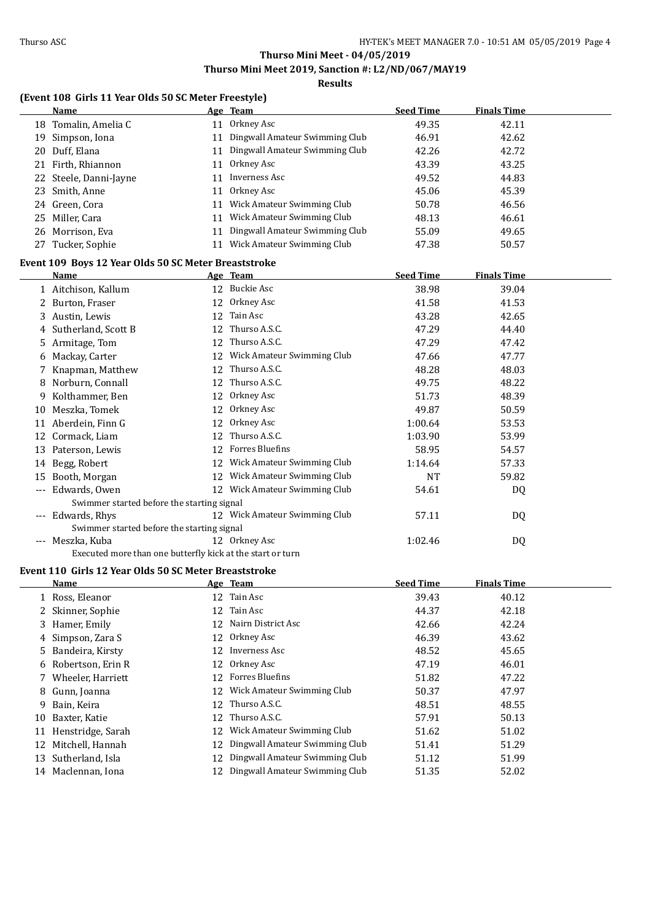# Thurso Mini Meet - 04/05/2019

## Thurso Mini Meet 2019, Sanction #: L2/ND/067/MAY19

### Results

#### (Event 108 Girls 11 Year Olds 50 SC Meter Freestyle)

| | Name | Age | Team | Seed Time | Finals Time |
|---|---|---|---|---|---|
| 18 | Tomalin, Amelia C | 11 | Orkney Asc | 49.35 | 42.11 |
| 19 | Simpson, Iona | 11 | Dingwall Amateur Swimming Club | 46.91 | 42.62 |
| 20 | Duff, Elana | 11 | Dingwall Amateur Swimming Club | 42.26 | 42.72 |
| 21 | Firth, Rhiannon | 11 | Orkney Asc | 43.39 | 43.25 |
| 22 | Steele, Danni-Jayne | 11 | Inverness Asc | 49.52 | 44.83 |
| 23 | Smith, Anne | 11 | Orkney Asc | 45.06 | 45.39 |
| 24 | Green, Cora | 11 | Wick Amateur Swimming Club | 50.78 | 46.56 |
| 25 | Miller, Cara | 11 | Wick Amateur Swimming Club | 48.13 | 46.61 |
| 26 | Morrison, Eva | 11 | Dingwall Amateur Swimming Club | 55.09 | 49.65 |
| 27 | Tucker, Sophie | 11 | Wick Amateur Swimming Club | 47.38 | 50.57 |

#### Event 109 Boys 12 Year Olds 50 SC Meter Breaststroke

| | Name | Age | Team | Seed Time | Finals Time |
|---|---|---|---|---|---|
| 1 | Aitchison, Kallum | 12 | Buckie Asc | 38.98 | 39.04 |
| 2 | Burton, Fraser | 12 | Orkney Asc | 41.58 | 41.53 |
| 3 | Austin, Lewis | 12 | Tain Asc | 43.28 | 42.65 |
| 4 | Sutherland, Scott B | 12 | Thurso A.S.C. | 47.29 | 44.40 |
| 5 | Armitage, Tom | 12 | Thurso A.S.C. | 47.29 | 47.42 |
| 6 | Mackay, Carter | 12 | Wick Amateur Swimming Club | 47.66 | 47.77 |
| 7 | Knapman, Matthew | 12 | Thurso A.S.C. | 48.28 | 48.03 |
| 8 | Norburn, Connall | 12 | Thurso A.S.C. | 49.75 | 48.22 |
| 9 | Kolthammer, Ben | 12 | Orkney Asc | 51.73 | 48.39 |
| 10 | Meszka, Tomek | 12 | Orkney Asc | 49.87 | 50.59 |
| 11 | Aberdein, Finn G | 12 | Orkney Asc | 1:00.64 | 53.53 |
| 12 | Cormack, Liam | 12 | Thurso A.S.C. | 1:03.90 | 53.99 |
| 13 | Paterson, Lewis | 12 | Forres Bluefins | 58.95 | 54.57 |
| 14 | Begg, Robert | 12 | Wick Amateur Swimming Club | 1:14.64 | 57.33 |
| 15 | Booth, Morgan | 12 | Wick Amateur Swimming Club | NT | 59.82 |
| --- | Edwards, Owen | 12 | Wick Amateur Swimming Club | 54.61 | DQ |
| | Swimmer started before the starting signal | | | | |
| --- | Edwards, Rhys | 12 | Wick Amateur Swimming Club | 57.11 | DQ |
| | Swimmer started before the starting signal | | | | |
| --- | Meszka, Kuba | 12 | Orkney Asc | 1:02.46 | DQ |
| | Executed more than one butterfly kick at the start or turn | | | | |

#### Event 110 Girls 12 Year Olds 50 SC Meter Breaststroke

| | Name | Age | Team | Seed Time | Finals Time |
|---|---|---|---|---|---|
| 1 | Ross, Eleanor | 12 | Tain Asc | 39.43 | 40.12 |
| 2 | Skinner, Sophie | 12 | Tain Asc | 44.37 | 42.18 |
| 3 | Hamer, Emily | 12 | Nairn District Asc | 42.66 | 42.24 |
| 4 | Simpson, Zara S | 12 | Orkney Asc | 46.39 | 43.62 |
| 5 | Bandeira, Kirsty | 12 | Inverness Asc | 48.52 | 45.65 |
| 6 | Robertson, Erin R | 12 | Orkney Asc | 47.19 | 46.01 |
| 7 | Wheeler, Harriett | 12 | Forres Bluefins | 51.82 | 47.22 |
| 8 | Gunn, Joanna | 12 | Wick Amateur Swimming Club | 50.37 | 47.97 |
| 9 | Bain, Keira | 12 | Thurso A.S.C. | 48.51 | 48.55 |
| 10 | Baxter, Katie | 12 | Thurso A.S.C. | 57.91 | 50.13 |
| 11 | Henstridge, Sarah | 12 | Wick Amateur Swimming Club | 51.62 | 51.02 |
| 12 | Mitchell, Hannah | 12 | Dingwall Amateur Swimming Club | 51.41 | 51.29 |
| 13 | Sutherland, Isla | 12 | Dingwall Amateur Swimming Club | 51.12 | 51.99 |
| 14 | Maclennan, Iona | 12 | Dingwall Amateur Swimming Club | 51.35 | 52.02 |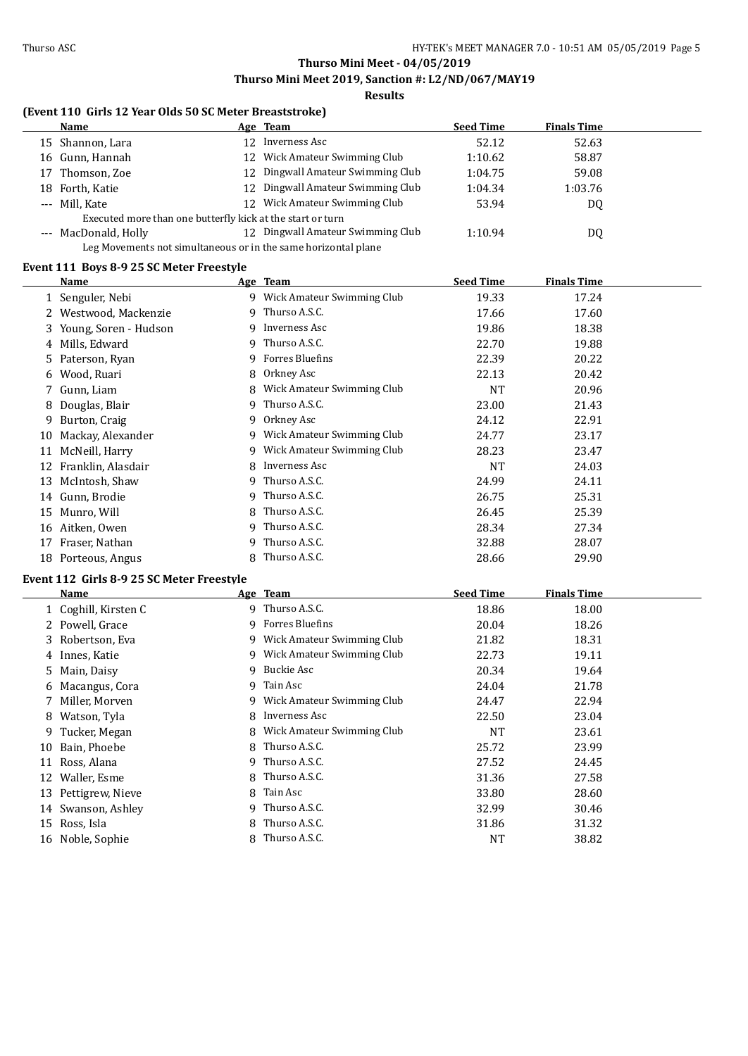**Thurso Mini Meet - 04/05/2019**

**Thurso Mini Meet 2019, Sanction #: L2/ND/067/MAY19**

**Results**

### (Event 110 Girls 12 Year Olds 50 SC Meter Breaststroke)

| | Name | Age | Team | Seed Time | Finals Time |
|---|---|---|---|---|---|
| 15 | Shannon, Lara | 12 | Inverness Asc | 52.12 | 52.63 |
| 16 | Gunn, Hannah | 12 | Wick Amateur Swimming Club | 1:10.62 | 58.87 |
| 17 | Thomson, Zoe | 12 | Dingwall Amateur Swimming Club | 1:04.75 | 59.08 |
| 18 | Forth, Katie | 12 | Dingwall Amateur Swimming Club | 1:04.34 | 1:03.76 |
| --- | Mill, Kate | 12 | Wick Amateur Swimming Club | 53.94 | DQ |
| | Executed more than one butterfly kick at the start or turn | | | | |
| --- | MacDonald, Holly | 12 | Dingwall Amateur Swimming Club | 1:10.94 | DQ |
| | Leg Movements not simultaneous or in the same horizontal plane | | | | |

### Event 111 Boys 8-9 25 SC Meter Freestyle

| | Name | Age | Team | Seed Time | Finals Time |
|---|---|---|---|---|---|
| 1 | Senguler, Nebi | 9 | Wick Amateur Swimming Club | 19.33 | 17.24 |
| 2 | Westwood, Mackenzie | 9 | Thurso A.S.C. | 17.66 | 17.60 |
| 3 | Young, Soren - Hudson | 9 | Inverness Asc | 19.86 | 18.38 |
| 4 | Mills, Edward | 9 | Thurso A.S.C. | 22.70 | 19.88 |
| 5 | Paterson, Ryan | 9 | Forres Bluefins | 22.39 | 20.22 |
| 6 | Wood, Ruari | 8 | Orkney Asc | 22.13 | 20.42 |
| 7 | Gunn, Liam | 8 | Wick Amateur Swimming Club | NT | 20.96 |
| 8 | Douglas, Blair | 9 | Thurso A.S.C. | 23.00 | 21.43 |
| 9 | Burton, Craig | 9 | Orkney Asc | 24.12 | 22.91 |
| 10 | Mackay, Alexander | 9 | Wick Amateur Swimming Club | 24.77 | 23.17 |
| 11 | McNeill, Harry | 9 | Wick Amateur Swimming Club | 28.23 | 23.47 |
| 12 | Franklin, Alasdair | 8 | Inverness Asc | NT | 24.03 |
| 13 | McIntosh, Shaw | 9 | Thurso A.S.C. | 24.99 | 24.11 |
| 14 | Gunn, Brodie | 9 | Thurso A.S.C. | 26.75 | 25.31 |
| 15 | Munro, Will | 8 | Thurso A.S.C. | 26.45 | 25.39 |
| 16 | Aitken, Owen | 9 | Thurso A.S.C. | 28.34 | 27.34 |
| 17 | Fraser, Nathan | 9 | Thurso A.S.C. | 32.88 | 28.07 |
| 18 | Porteous, Angus | 8 | Thurso A.S.C. | 28.66 | 29.90 |

### Event 112 Girls 8-9 25 SC Meter Freestyle

| | Name | Age | Team | Seed Time | Finals Time |
|---|---|---|---|---|---|
| 1 | Coghill, Kirsten C | 9 | Thurso A.S.C. | 18.86 | 18.00 |
| 2 | Powell, Grace | 9 | Forres Bluefins | 20.04 | 18.26 |
| 3 | Robertson, Eva | 9 | Wick Amateur Swimming Club | 21.82 | 18.31 |
| 4 | Innes, Katie | 9 | Wick Amateur Swimming Club | 22.73 | 19.11 |
| 5 | Main, Daisy | 9 | Buckie Asc | 20.34 | 19.64 |
| 6 | Macangus, Cora | 9 | Tain Asc | 24.04 | 21.78 |
| 7 | Miller, Morven | 9 | Wick Amateur Swimming Club | 24.47 | 22.94 |
| 8 | Watson, Tyla | 8 | Inverness Asc | 22.50 | 23.04 |
| 9 | Tucker, Megan | 8 | Wick Amateur Swimming Club | NT | 23.61 |
| 10 | Bain, Phoebe | 8 | Thurso A.S.C. | 25.72 | 23.99 |
| 11 | Ross, Alana | 9 | Thurso A.S.C. | 27.52 | 24.45 |
| 12 | Waller, Esme | 8 | Thurso A.S.C. | 31.36 | 27.58 |
| 13 | Pettigrew, Nieve | 8 | Tain Asc | 33.80 | 28.60 |
| 14 | Swanson, Ashley | 9 | Thurso A.S.C. | 32.99 | 30.46 |
| 15 | Ross, Isla | 8 | Thurso A.S.C. | 31.86 | 31.32 |
| 16 | Noble, Sophie | 8 | Thurso A.S.C. | NT | 38.82 |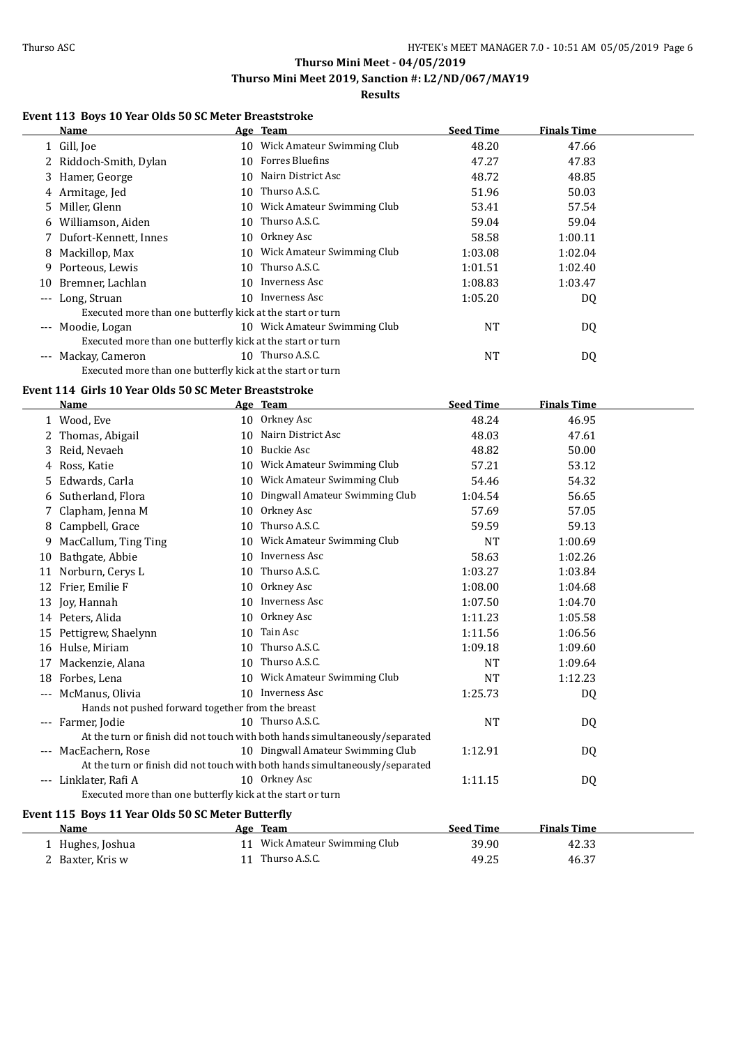## Thurso Mini Meet - 04/05/2019

## Thurso Mini Meet 2019, Sanction #: L2/ND/067/MAY19

### Results

### Event 113 Boys 10 Year Olds 50 SC Meter Breaststroke

| | Name | Age | Team | Seed Time | Finals Time |
|---|---|---|---|---|---|
| 1 | Gill, Joe | 10 | Wick Amateur Swimming Club | 48.20 | 47.66 |
| 2 | Riddoch-Smith, Dylan | 10 | Forres Bluefins | 47.27 | 47.83 |
| 3 | Hamer, George | 10 | Nairn District Asc | 48.72 | 48.85 |
| 4 | Armitage, Jed | 10 | Thurso A.S.C. | 51.96 | 50.03 |
| 5 | Miller, Glenn | 10 | Wick Amateur Swimming Club | 53.41 | 57.54 |
| 6 | Williamson, Aiden | 10 | Thurso A.S.C. | 59.04 | 59.04 |
| 7 | Dufort-Kennett, Innes | 10 | Orkney Asc | 58.58 | 1:00.11 |
| 8 | Mackillop, Max | 10 | Wick Amateur Swimming Club | 1:03.08 | 1:02.04 |
| 9 | Porteous, Lewis | 10 | Thurso A.S.C. | 1:01.51 | 1:02.40 |
| 10 | Bremner, Lachlan | 10 | Inverness Asc | 1:08.83 | 1:03.47 |
| --- | Long, Struan | 10 | Inverness Asc | 1:05.20 | DQ |
| | Executed more than one butterfly kick at the start or turn | | | | |
| --- | Moodie, Logan | 10 | Wick Amateur Swimming Club | NT | DQ |
| | Executed more than one butterfly kick at the start or turn | | | | |
| --- | Mackay, Cameron | 10 | Thurso A.S.C. | NT | DQ |
| | Executed more than one butterfly kick at the start or turn | | | | |

### Event 114 Girls 10 Year Olds 50 SC Meter Breaststroke

| | Name | Age | Team | Seed Time | Finals Time |
|---|---|---|---|---|---|
| 1 | Wood, Eve | 10 | Orkney Asc | 48.24 | 46.95 |
| 2 | Thomas, Abigail | 10 | Nairn District Asc | 48.03 | 47.61 |
| 3 | Reid, Nevaeh | 10 | Buckie Asc | 48.82 | 50.00 |
| 4 | Ross, Katie | 10 | Wick Amateur Swimming Club | 57.21 | 53.12 |
| 5 | Edwards, Carla | 10 | Wick Amateur Swimming Club | 54.46 | 54.32 |
| 6 | Sutherland, Flora | 10 | Dingwall Amateur Swimming Club | 1:04.54 | 56.65 |
| 7 | Clapham, Jenna M | 10 | Orkney Asc | 57.69 | 57.05 |
| 8 | Campbell, Grace | 10 | Thurso A.S.C. | 59.59 | 59.13 |
| 9 | MacCallum, Ting Ting | 10 | Wick Amateur Swimming Club | NT | 1:00.69 |
| 10 | Bathgate, Abbie | 10 | Inverness Asc | 58.63 | 1:02.26 |
| 11 | Norburn, Cerys L | 10 | Thurso A.S.C. | 1:03.27 | 1:03.84 |
| 12 | Frier, Emilie F | 10 | Orkney Asc | 1:08.00 | 1:04.68 |
| 13 | Joy, Hannah | 10 | Inverness Asc | 1:07.50 | 1:04.70 |
| 14 | Peters, Alida | 10 | Orkney Asc | 1:11.23 | 1:05.58 |
| 15 | Pettigrew, Shaelynn | 10 | Tain Asc | 1:11.56 | 1:06.56 |
| 16 | Hulse, Miriam | 10 | Thurso A.S.C. | 1:09.18 | 1:09.60 |
| 17 | Mackenzie, Alana | 10 | Thurso A.S.C. | NT | 1:09.64 |
| 18 | Forbes, Lena | 10 | Wick Amateur Swimming Club | NT | 1:12.23 |
| --- | McManus, Olivia | 10 | Inverness Asc | 1:25.73 | DQ |
| | Hands not pushed forward together from the breast | | | | |
| --- | Farmer, Jodie | 10 | Thurso A.S.C. | NT | DQ |
| | At the turn or finish did not touch with both hands simultaneously/separated | | | | |
| --- | MacEachern, Rose | 10 | Dingwall Amateur Swimming Club | 1:12.91 | DQ |
| | At the turn or finish did not touch with both hands simultaneously/separated | | | | |
| --- | Linklater, Rafi A | 10 | Orkney Asc | 1:11.15 | DQ |
| | Executed more than one butterfly kick at the start or turn | | | | |

### Event 115 Boys 11 Year Olds 50 SC Meter Butterfly

| | Name | Age | Team | Seed Time | Finals Time |
|---|---|---|---|---|---|
| 1 | Hughes, Joshua | 11 | Wick Amateur Swimming Club | 39.90 | 42.33 |
| 2 | Baxter, Kris w | 11 | Thurso A.S.C. | 49.25 | 46.37 |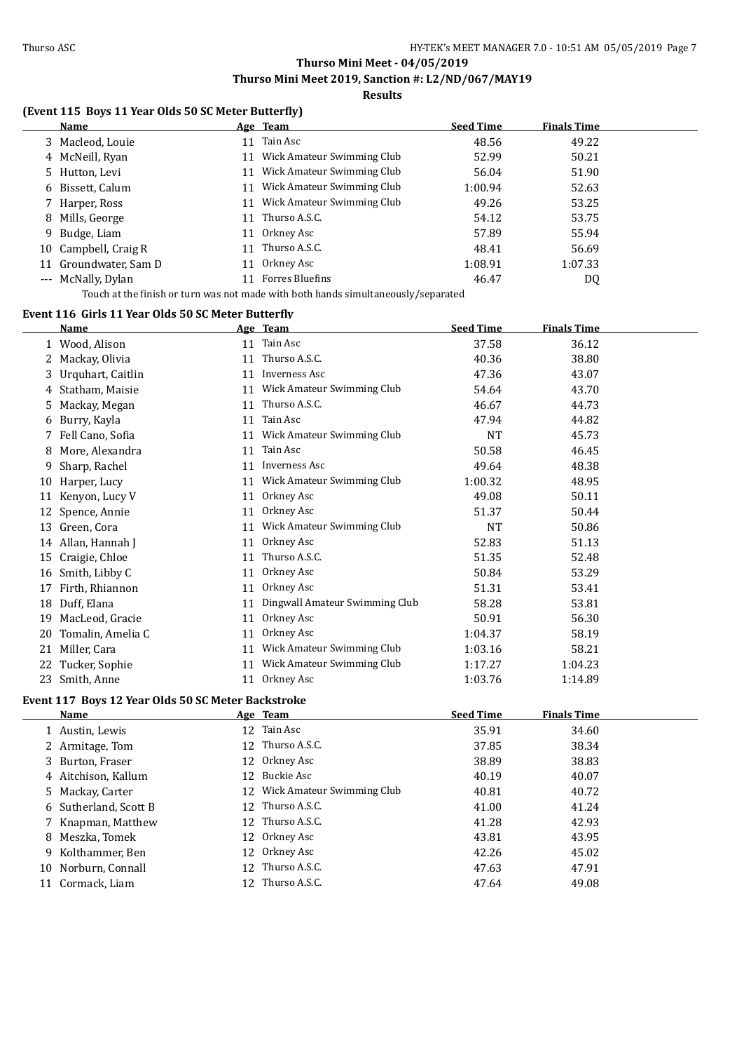## Thurso Mini Meet - 04/05/2019
## Thurso Mini Meet 2019, Sanction #: L2/ND/067/MAY19
### Results

### (Event 115 Boys 11 Year Olds 50 SC Meter Butterfly)

| | Name | Age | Team | Seed Time | Finals Time |
|---|---|---|---|---|---|
| 3 | Macleod, Louie | 11 | Tain Asc | 48.56 | 49.22 |
| 4 | McNeill, Ryan | 11 | Wick Amateur Swimming Club | 52.99 | 50.21 |
| 5 | Hutton, Levi | 11 | Wick Amateur Swimming Club | 56.04 | 51.90 |
| 6 | Bissett, Calum | 11 | Wick Amateur Swimming Club | 1:00.94 | 52.63 |
| 7 | Harper, Ross | 11 | Wick Amateur Swimming Club | 49.26 | 53.25 |
| 8 | Mills, George | 11 | Thurso A.S.C. | 54.12 | 53.75 |
| 9 | Budge, Liam | 11 | Orkney Asc | 57.89 | 55.94 |
| 10 | Campbell, Craig R | 11 | Thurso A.S.C. | 48.41 | 56.69 |
| 11 | Groundwater, Sam D | 11 | Orkney Asc | 1:08.91 | 1:07.33 |
| --- | McNally, Dylan | 11 | Forres Bluefins | 46.47 | DQ |

Touch at the finish or turn was not made with both hands simultaneously/separated

### Event 116 Girls 11 Year Olds 50 SC Meter Butterfly

| | Name | Age | Team | Seed Time | Finals Time |
|---|---|---|---|---|---|
| 1 | Wood, Alison | 11 | Tain Asc | 37.58 | 36.12 |
| 2 | Mackay, Olivia | 11 | Thurso A.S.C. | 40.36 | 38.80 |
| 3 | Urquhart, Caitlin | 11 | Inverness Asc | 47.36 | 43.07 |
| 4 | Statham, Maisie | 11 | Wick Amateur Swimming Club | 54.64 | 43.70 |
| 5 | Mackay, Megan | 11 | Thurso A.S.C. | 46.67 | 44.73 |
| 6 | Burry, Kayla | 11 | Tain Asc | 47.94 | 44.82 |
| 7 | Fell Cano, Sofia | 11 | Wick Amateur Swimming Club | NT | 45.73 |
| 8 | More, Alexandra | 11 | Tain Asc | 50.58 | 46.45 |
| 9 | Sharp, Rachel | 11 | Inverness Asc | 49.64 | 48.38 |
| 10 | Harper, Lucy | 11 | Wick Amateur Swimming Club | 1:00.32 | 48.95 |
| 11 | Kenyon, Lucy V | 11 | Orkney Asc | 49.08 | 50.11 |
| 12 | Spence, Annie | 11 | Orkney Asc | 51.37 | 50.44 |
| 13 | Green, Cora | 11 | Wick Amateur Swimming Club | NT | 50.86 |
| 14 | Allan, Hannah J | 11 | Orkney Asc | 52.83 | 51.13 |
| 15 | Craigie, Chloe | 11 | Thurso A.S.C. | 51.35 | 52.48 |
| 16 | Smith, Libby C | 11 | Orkney Asc | 50.84 | 53.29 |
| 17 | Firth, Rhiannon | 11 | Orkney Asc | 51.31 | 53.41 |
| 18 | Duff, Elana | 11 | Dingwall Amateur Swimming Club | 58.28 | 53.81 |
| 19 | MacLeod, Gracie | 11 | Orkney Asc | 50.91 | 56.30 |
| 20 | Tomalin, Amelia C | 11 | Orkney Asc | 1:04.37 | 58.19 |
| 21 | Miller, Cara | 11 | Wick Amateur Swimming Club | 1:03.16 | 58.21 |
| 22 | Tucker, Sophie | 11 | Wick Amateur Swimming Club | 1:17.27 | 1:04.23 |
| 23 | Smith, Anne | 11 | Orkney Asc | 1:03.76 | 1:14.89 |

### Event 117 Boys 12 Year Olds 50 SC Meter Backstroke

| | Name | Age | Team | Seed Time | Finals Time |
|---|---|---|---|---|---|
| 1 | Austin, Lewis | 12 | Tain Asc | 35.91 | 34.60 |
| 2 | Armitage, Tom | 12 | Thurso A.S.C. | 37.85 | 38.34 |
| 3 | Burton, Fraser | 12 | Orkney Asc | 38.89 | 38.83 |
| 4 | Aitchison, Kallum | 12 | Buckie Asc | 40.19 | 40.07 |
| 5 | Mackay, Carter | 12 | Wick Amateur Swimming Club | 40.81 | 40.72 |
| 6 | Sutherland, Scott B | 12 | Thurso A.S.C. | 41.00 | 41.24 |
| 7 | Knapman, Matthew | 12 | Thurso A.S.C. | 41.28 | 42.93 |
| 8 | Meszka, Tomek | 12 | Orkney Asc | 43.81 | 43.95 |
| 9 | Kolthammer, Ben | 12 | Orkney Asc | 42.26 | 45.02 |
| 10 | Norburn, Connall | 12 | Thurso A.S.C. | 47.63 | 47.91 |
| 11 | Cormack, Liam | 12 | Thurso A.S.C. | 47.64 | 49.08 |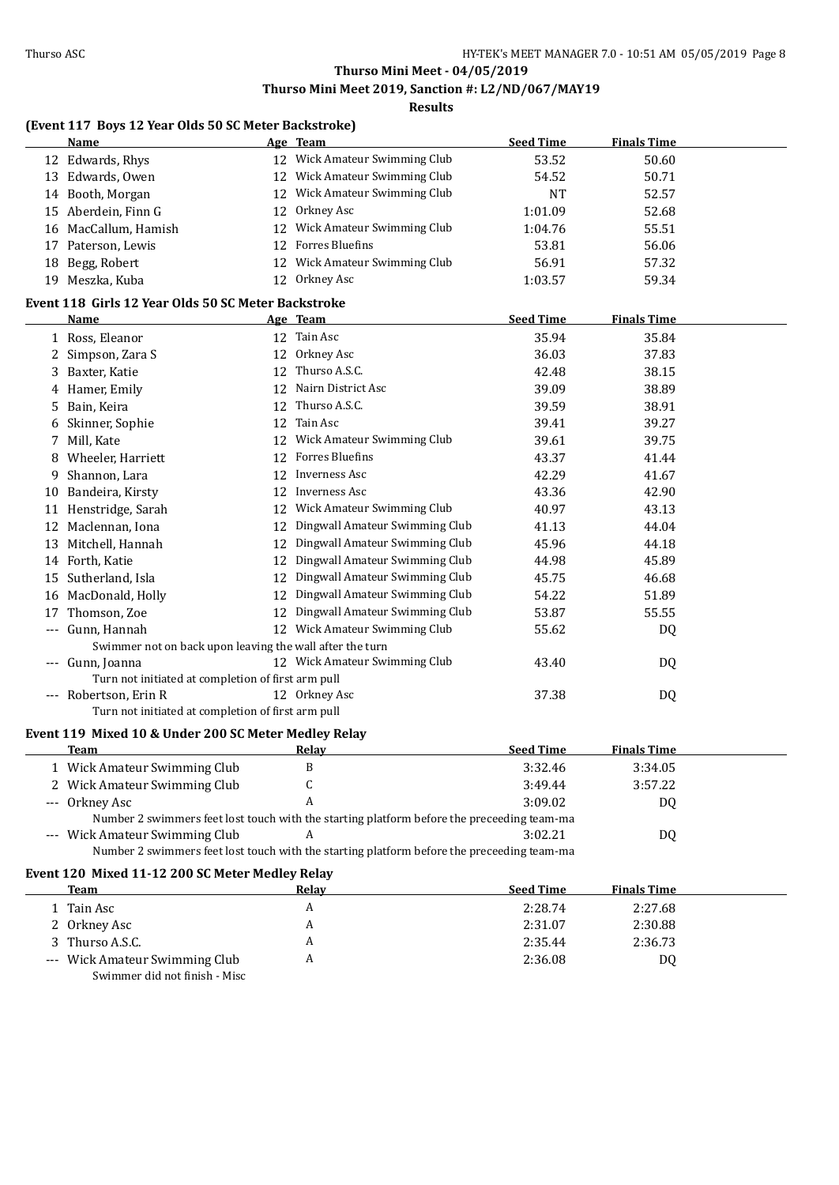**Thurso Mini Meet - 04/05/2019**

**Thurso Mini Meet 2019, Sanction #: L2/ND/067/MAY19**

**Results**

### (Event 117 Boys 12 Year Olds 50 SC Meter Backstroke)

| | Name | Age | Team | Seed Time | Finals Time |
|---|---|---|---|---|---|
| 12 | Edwards, Rhys | 12 | Wick Amateur Swimming Club | 53.52 | 50.60 |
| 13 | Edwards, Owen | 12 | Wick Amateur Swimming Club | 54.52 | 50.71 |
| 14 | Booth, Morgan | 12 | Wick Amateur Swimming Club | NT | 52.57 |
| 15 | Aberdein, Finn G | 12 | Orkney Asc | 1:01.09 | 52.68 |
| 16 | MacCallum, Hamish | 12 | Wick Amateur Swimming Club | 1:04.76 | 55.51 |
| 17 | Paterson, Lewis | 12 | Forres Bluefins | 53.81 | 56.06 |
| 18 | Begg, Robert | 12 | Wick Amateur Swimming Club | 56.91 | 57.32 |
| 19 | Meszka, Kuba | 12 | Orkney Asc | 1:03.57 | 59.34 |

### Event 118 Girls 12 Year Olds 50 SC Meter Backstroke

| | Name | Age | Team | Seed Time | Finals Time |
|---|---|---|---|---|---|
| 1 | Ross, Eleanor | 12 | Tain Asc | 35.94 | 35.84 |
| 2 | Simpson, Zara S | 12 | Orkney Asc | 36.03 | 37.83 |
| 3 | Baxter, Katie | 12 | Thurso A.S.C. | 42.48 | 38.15 |
| 4 | Hamer, Emily | 12 | Nairn District Asc | 39.09 | 38.89 |
| 5 | Bain, Keira | 12 | Thurso A.S.C. | 39.59 | 38.91 |
| 6 | Skinner, Sophie | 12 | Tain Asc | 39.41 | 39.27 |
| 7 | Mill, Kate | 12 | Wick Amateur Swimming Club | 39.61 | 39.75 |
| 8 | Wheeler, Harriett | 12 | Forres Bluefins | 43.37 | 41.44 |
| 9 | Shannon, Lara | 12 | Inverness Asc | 42.29 | 41.67 |
| 10 | Bandeira, Kirsty | 12 | Inverness Asc | 43.36 | 42.90 |
| 11 | Henstridge, Sarah | 12 | Wick Amateur Swimming Club | 40.97 | 43.13 |
| 12 | Maclennan, Iona | 12 | Dingwall Amateur Swimming Club | 41.13 | 44.04 |
| 13 | Mitchell, Hannah | 12 | Dingwall Amateur Swimming Club | 45.96 | 44.18 |
| 14 | Forth, Katie | 12 | Dingwall Amateur Swimming Club | 44.98 | 45.89 |
| 15 | Sutherland, Isla | 12 | Dingwall Amateur Swimming Club | 45.75 | 46.68 |
| 16 | MacDonald, Holly | 12 | Dingwall Amateur Swimming Club | 54.22 | 51.89 |
| 17 | Thomson, Zoe | 12 | Dingwall Amateur Swimming Club | 53.87 | 55.55 |
| --- | Gunn, Hannah | 12 | Wick Amateur Swimming Club | 55.62 | DQ |
| | Swimmer not on back upon leaving the wall after the turn | | | | |
| --- | Gunn, Joanna | 12 | Wick Amateur Swimming Club | 43.40 | DQ |
| | Turn not initiated at completion of first arm pull | | | | |
| --- | Robertson, Erin R | 12 | Orkney Asc | 37.38 | DQ |
| | Turn not initiated at completion of first arm pull | | | | |

### Event 119 Mixed 10 & Under 200 SC Meter Medley Relay

| | Team | Relay | Seed Time | Finals Time |
|---|---|---|---|---|
| 1 | Wick Amateur Swimming Club | B | 3:32.46 | 3:34.05 |
| 2 | Wick Amateur Swimming Club | C | 3:49.44 | 3:57.22 |
| --- | Orkney Asc | A | 3:09.02 | DQ |
| | Number 2 swimmers feet lost touch with the starting platform before the preceeding team-ma | | | |
| --- | Wick Amateur Swimming Club | A | 3:02.21 | DQ |
| | Number 2 swimmers feet lost touch with the starting platform before the preceeding team-ma | | | |

### Event 120 Mixed 11-12 200 SC Meter Medley Relay

| | Team | Relay | Seed Time | Finals Time |
|---|---|---|---|---|
| 1 | Tain Asc | A | 2:28.74 | 2:27.68 |
| 2 | Orkney Asc | A | 2:31.07 | 2:30.88 |
| 3 | Thurso A.S.C. | A | 2:35.44 | 2:36.73 |
| --- | Wick Amateur Swimming Club | A | 2:36.08 | DQ |
| | Swimmer did not finish - Misc | | | |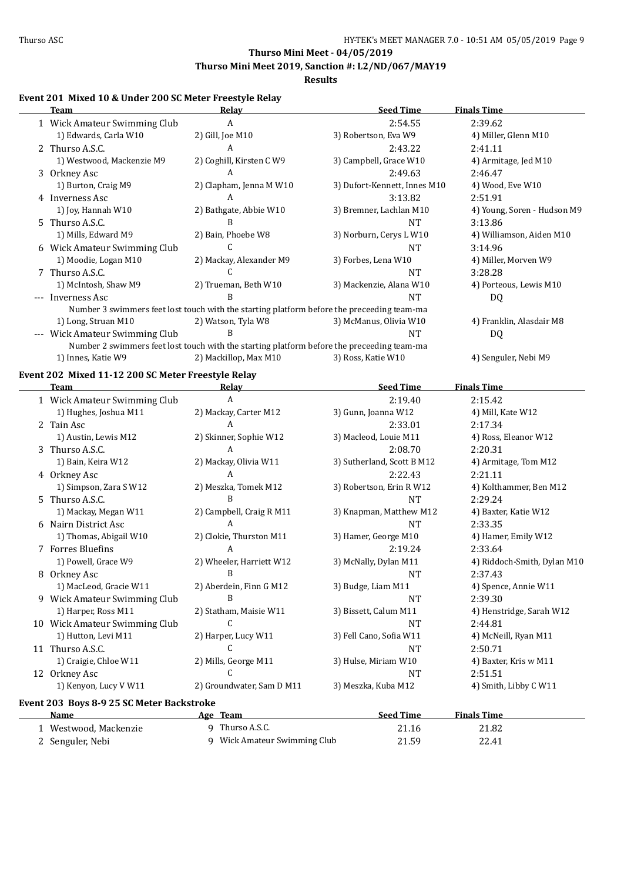## Thurso Mini Meet - 04/05/2019
## Thurso Mini Meet 2019, Sanction #: L2/ND/067/MAY19
### Results

### Event 201 Mixed 10 & Under 200 SC Meter Freestyle Relay

| | Team | Relay | Seed Time | Finals Time |
|---|---|---|---|---|
| 1 | Wick Amateur Swimming Club | A | 2:54.55 | 2:39.62 |
| | 1) Edwards, Carla W10 | 2) Gill, Joe M10 | 3) Robertson, Eva W9 | 4) Miller, Glenn M10 |
| 2 | Thurso A.S.C. | A | 2:43.22 | 2:41.11 |
| | 1) Westwood, Mackenzie M9 | 2) Coghill, Kirsten C W9 | 3) Campbell, Grace W10 | 4) Armitage, Jed M10 |
| 3 | Orkney Asc | A | 2:49.63 | 2:46.47 |
| | 1) Burton, Craig M9 | 2) Clapham, Jenna M W10 | 3) Dufort-Kennett, Innes M10 | 4) Wood, Eve W10 |
| 4 | Inverness Asc | A | 3:13.82 | 2:51.91 |
| | 1) Joy, Hannah W10 | 2) Bathgate, Abbie W10 | 3) Bremner, Lachlan M10 | 4) Young, Soren - Hudson M9 |
| 5 | Thurso A.S.C. | B | NT | 3:13.86 |
| | 1) Mills, Edward M9 | 2) Bain, Phoebe W8 | 3) Norburn, Cerys L W10 | 4) Williamson, Aiden M10 |
| 6 | Wick Amateur Swimming Club | C | NT | 3:14.96 |
| | 1) Moodie, Logan M10 | 2) Mackay, Alexander M9 | 3) Forbes, Lena W10 | 4) Miller, Morven W9 |
| 7 | Thurso A.S.C. | C | NT | 3:28.28 |
| | 1) McIntosh, Shaw M9 | 2) Trueman, Beth W10 | 3) Mackenzie, Alana W10 | 4) Porteous, Lewis M10 |
| --- | Inverness Asc | B | NT | DQ |
| | Number 3 swimmers feet lost touch with the starting platform before the preceeding team-ma | | | |
| | 1) Long, Struan M10 | 2) Watson, Tyla W8 | 3) McManus, Olivia W10 | 4) Franklin, Alasdair M8 |
| --- | Wick Amateur Swimming Club | B | NT | DQ |
| | Number 2 swimmers feet lost touch with the starting platform before the preceeding team-ma | | | |
| | 1) Innes, Katie W9 | 2) Mackillop, Max M10 | 3) Ross, Katie W10 | 4) Senguler, Nebi M9 |

### Event 202 Mixed 11-12 200 SC Meter Freestyle Relay

| | Team | Relay | Seed Time | Finals Time |
|---|---|---|---|---|
| 1 | Wick Amateur Swimming Club | A | 2:19.40 | 2:15.42 |
| | 1) Hughes, Joshua M11 | 2) Mackay, Carter M12 | 3) Gunn, Joanna W12 | 4) Mill, Kate W12 |
| 2 | Tain Asc | A | 2:33.01 | 2:17.34 |
| | 1) Austin, Lewis M12 | 2) Skinner, Sophie W12 | 3) Macleod, Louie M11 | 4) Ross, Eleanor W12 |
| 3 | Thurso A.S.C. | A | 2:08.70 | 2:20.31 |
| | 1) Bain, Keira W12 | 2) Mackay, Olivia W11 | 3) Sutherland, Scott B M12 | 4) Armitage, Tom M12 |
| 4 | Orkney Asc | A | 2:22.43 | 2:21.11 |
| | 1) Simpson, Zara S W12 | 2) Meszka, Tomek M12 | 3) Robertson, Erin R W12 | 4) Kolthammer, Ben M12 |
| 5 | Thurso A.S.C. | B | NT | 2:29.24 |
| | 1) Mackay, Megan W11 | 2) Campbell, Craig R M11 | 3) Knapman, Matthew M12 | 4) Baxter, Katie W12 |
| 6 | Nairn District Asc | A | NT | 2:33.35 |
| | 1) Thomas, Abigail W10 | 2) Clokie, Thurston M11 | 3) Hamer, George M10 | 4) Hamer, Emily W12 |
| 7 | Forres Bluefins | A | 2:19.24 | 2:33.64 |
| | 1) Powell, Grace W9 | 2) Wheeler, Harriett W12 | 3) McNally, Dylan M11 | 4) Riddoch-Smith, Dylan M10 |
| 8 | Orkney Asc | B | NT | 2:37.43 |
| | 1) MacLeod, Gracie W11 | 2) Aberdein, Finn G M12 | 3) Budge, Liam M11 | 4) Spence, Annie W11 |
| 9 | Wick Amateur Swimming Club | B | NT | 2:39.30 |
| | 1) Harper, Ross M11 | 2) Statham, Maisie W11 | 3) Bissett, Calum M11 | 4) Henstridge, Sarah W12 |
| 10 | Wick Amateur Swimming Club | C | NT | 2:44.81 |
| | 1) Hutton, Levi M11 | 2) Harper, Lucy W11 | 3) Fell Cano, Sofia W11 | 4) McNeill, Ryan M11 |
| 11 | Thurso A.S.C. | C | NT | 2:50.71 |
| | 1) Craigie, Chloe W11 | 2) Mills, George M11 | 3) Hulse, Miriam W10 | 4) Baxter, Kris w M11 |
| 12 | Orkney Asc | C | NT | 2:51.51 |
| | 1) Kenyon, Lucy V W11 | 2) Groundwater, Sam D M11 | 3) Meszka, Kuba M12 | 4) Smith, Libby C W11 |

### Event 203 Boys 8-9 25 SC Meter Backstroke

| | Name | Age | Team | Seed Time | Finals Time |
|---|---|---|---|---|---|
| 1 | Westwood, Mackenzie | 9 | Thurso A.S.C. | 21.16 | 21.82 |
| 2 | Senguler, Nebi | 9 | Wick Amateur Swimming Club | 21.59 | 22.41 |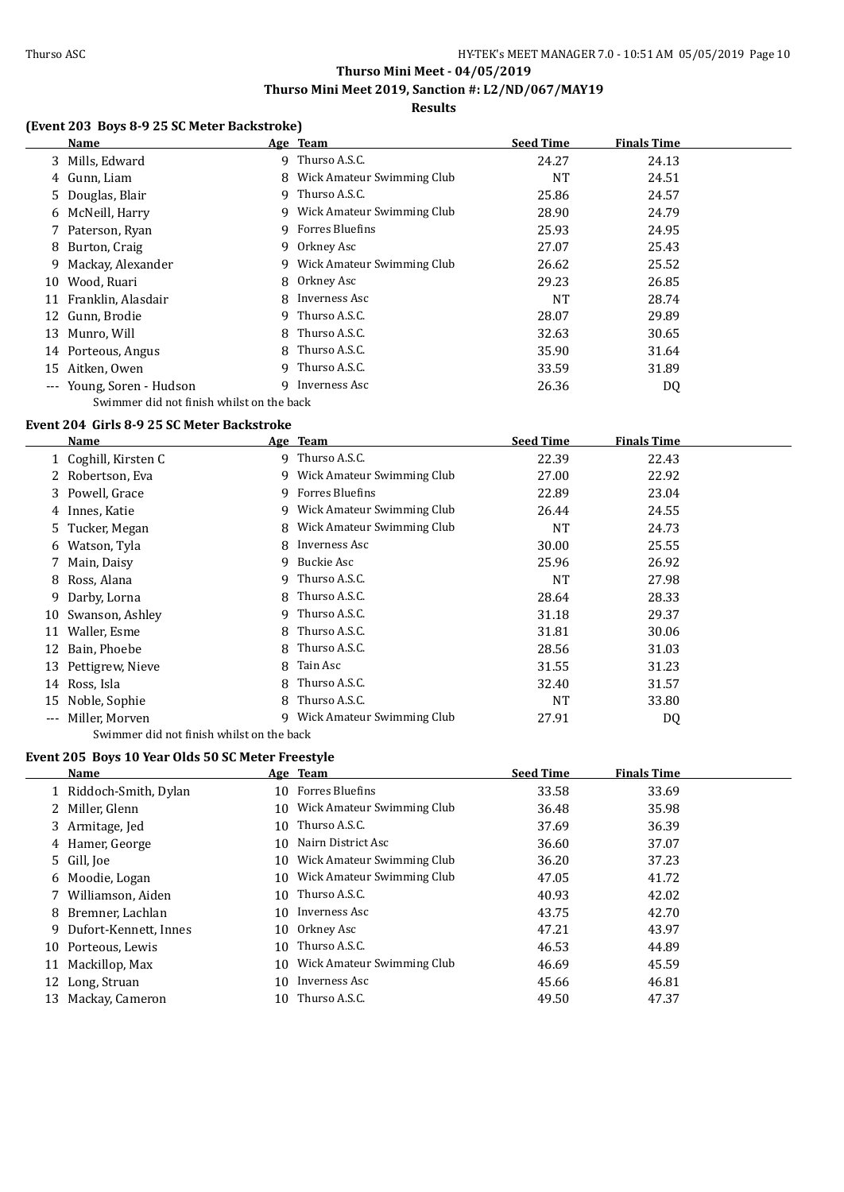## Thurso Mini Meet - 04/05/2019

## Thurso Mini Meet 2019, Sanction #: L2/ND/067/MAY19

### Results

### (Event 203 Boys 8-9 25 SC Meter Backstroke)

| | Name | Age | Team | Seed Time | Finals Time |
|---|---|---|---|---|---|
| 3 | Mills, Edward | 9 | Thurso A.S.C. | 24.27 | 24.13 |
| 4 | Gunn, Liam | 8 | Wick Amateur Swimming Club | NT | 24.51 |
| 5 | Douglas, Blair | 9 | Thurso A.S.C. | 25.86 | 24.57 |
| 6 | McNeill, Harry | 9 | Wick Amateur Swimming Club | 28.90 | 24.79 |
| 7 | Paterson, Ryan | 9 | Forres Bluefins | 25.93 | 24.95 |
| 8 | Burton, Craig | 9 | Orkney Asc | 27.07 | 25.43 |
| 9 | Mackay, Alexander | 9 | Wick Amateur Swimming Club | 26.62 | 25.52 |
| 10 | Wood, Ruari | 8 | Orkney Asc | 29.23 | 26.85 |
| 11 | Franklin, Alasdair | 8 | Inverness Asc | NT | 28.74 |
| 12 | Gunn, Brodie | 9 | Thurso A.S.C. | 28.07 | 29.89 |
| 13 | Munro, Will | 8 | Thurso A.S.C. | 32.63 | 30.65 |
| 14 | Porteous, Angus | 8 | Thurso A.S.C. | 35.90 | 31.64 |
| 15 | Aitken, Owen | 9 | Thurso A.S.C. | 33.59 | 31.89 |
| --- | Young, Soren - Hudson | 9 | Inverness Asc | 26.36 | DQ |

Swimmer did not finish whilst on the back

### Event 204 Girls 8-9 25 SC Meter Backstroke

| | Name | Age | Team | Seed Time | Finals Time |
|---|---|---|---|---|---|
| 1 | Coghill, Kirsten C | 9 | Thurso A.S.C. | 22.39 | 22.43 |
| 2 | Robertson, Eva | 9 | Wick Amateur Swimming Club | 27.00 | 22.92 |
| 3 | Powell, Grace | 9 | Forres Bluefins | 22.89 | 23.04 |
| 4 | Innes, Katie | 9 | Wick Amateur Swimming Club | 26.44 | 24.55 |
| 5 | Tucker, Megan | 8 | Wick Amateur Swimming Club | NT | 24.73 |
| 6 | Watson, Tyla | 8 | Inverness Asc | 30.00 | 25.55 |
| 7 | Main, Daisy | 9 | Buckie Asc | 25.96 | 26.92 |
| 8 | Ross, Alana | 9 | Thurso A.S.C. | NT | 27.98 |
| 9 | Darby, Lorna | 8 | Thurso A.S.C. | 28.64 | 28.33 |
| 10 | Swanson, Ashley | 9 | Thurso A.S.C. | 31.18 | 29.37 |
| 11 | Waller, Esme | 8 | Thurso A.S.C. | 31.81 | 30.06 |
| 12 | Bain, Phoebe | 8 | Thurso A.S.C. | 28.56 | 31.03 |
| 13 | Pettigrew, Nieve | 8 | Tain Asc | 31.55 | 31.23 |
| 14 | Ross, Isla | 8 | Thurso A.S.C. | 32.40 | 31.57 |
| 15 | Noble, Sophie | 8 | Thurso A.S.C. | NT | 33.80 |
| --- | Miller, Morven | 9 | Wick Amateur Swimming Club | 27.91 | DQ |

Swimmer did not finish whilst on the back

### Event 205 Boys 10 Year Olds 50 SC Meter Freestyle

| | Name | Age | Team | Seed Time | Finals Time |
|---|---|---|---|---|---|
| 1 | Riddoch-Smith, Dylan | 10 | Forres Bluefins | 33.58 | 33.69 |
| 2 | Miller, Glenn | 10 | Wick Amateur Swimming Club | 36.48 | 35.98 |
| 3 | Armitage, Jed | 10 | Thurso A.S.C. | 37.69 | 36.39 |
| 4 | Hamer, George | 10 | Nairn District Asc | 36.60 | 37.07 |
| 5 | Gill, Joe | 10 | Wick Amateur Swimming Club | 36.20 | 37.23 |
| 6 | Moodie, Logan | 10 | Wick Amateur Swimming Club | 47.05 | 41.72 |
| 7 | Williamson, Aiden | 10 | Thurso A.S.C. | 40.93 | 42.02 |
| 8 | Bremner, Lachlan | 10 | Inverness Asc | 43.75 | 42.70 |
| 9 | Dufort-Kennett, Innes | 10 | Orkney Asc | 47.21 | 43.97 |
| 10 | Porteous, Lewis | 10 | Thurso A.S.C. | 46.53 | 44.89 |
| 11 | Mackillop, Max | 10 | Wick Amateur Swimming Club | 46.69 | 45.59 |
| 12 | Long, Struan | 10 | Inverness Asc | 45.66 | 46.81 |
| 13 | Mackay, Cameron | 10 | Thurso A.S.C. | 49.50 | 47.37 |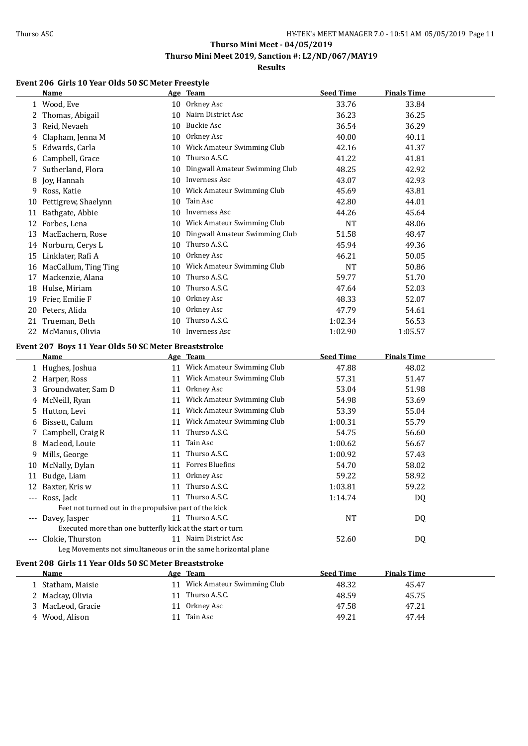## Thurso Mini Meet - 04/05/2019
## Thurso Mini Meet 2019, Sanction #: L2/ND/067/MAY19
### Results

### Event 206 Girls 10 Year Olds 50 SC Meter Freestyle

| | Name | Age | Team | Seed Time | Finals Time |
|---|---|---|---|---|---|
| 1 | Wood, Eve | 10 | Orkney Asc | 33.76 | 33.84 |
| 2 | Thomas, Abigail | 10 | Nairn District Asc | 36.23 | 36.25 |
| 3 | Reid, Nevaeh | 10 | Buckie Asc | 36.54 | 36.29 |
| 4 | Clapham, Jenna M | 10 | Orkney Asc | 40.00 | 40.11 |
| 5 | Edwards, Carla | 10 | Wick Amateur Swimming Club | 42.16 | 41.37 |
| 6 | Campbell, Grace | 10 | Thurso A.S.C. | 41.22 | 41.81 |
| 7 | Sutherland, Flora | 10 | Dingwall Amateur Swimming Club | 48.25 | 42.92 |
| 8 | Joy, Hannah | 10 | Inverness Asc | 43.07 | 42.93 |
| 9 | Ross, Katie | 10 | Wick Amateur Swimming Club | 45.69 | 43.81 |
| 10 | Pettigrew, Shaelynn | 10 | Tain Asc | 42.80 | 44.01 |
| 11 | Bathgate, Abbie | 10 | Inverness Asc | 44.26 | 45.64 |
| 12 | Forbes, Lena | 10 | Wick Amateur Swimming Club | NT | 48.06 |
| 13 | MacEachern, Rose | 10 | Dingwall Amateur Swimming Club | 51.58 | 48.47 |
| 14 | Norburn, Cerys L | 10 | Thurso A.S.C. | 45.94 | 49.36 |
| 15 | Linklater, Rafi A | 10 | Orkney Asc | 46.21 | 50.05 |
| 16 | MacCallum, Ting Ting | 10 | Wick Amateur Swimming Club | NT | 50.86 |
| 17 | Mackenzie, Alana | 10 | Thurso A.S.C. | 59.77 | 51.70 |
| 18 | Hulse, Miriam | 10 | Thurso A.S.C. | 47.64 | 52.03 |
| 19 | Frier, Emilie F | 10 | Orkney Asc | 48.33 | 52.07 |
| 20 | Peters, Alida | 10 | Orkney Asc | 47.79 | 54.61 |
| 21 | Trueman, Beth | 10 | Thurso A.S.C. | 1:02.34 | 56.53 |
| 22 | McManus, Olivia | 10 | Inverness Asc | 1:02.90 | 1:05.57 |

### Event 207 Boys 11 Year Olds 50 SC Meter Breaststroke

| | Name | Age | Team | Seed Time | Finals Time |
|---|---|---|---|---|---|
| 1 | Hughes, Joshua | 11 | Wick Amateur Swimming Club | 47.88 | 48.02 |
| 2 | Harper, Ross | 11 | Wick Amateur Swimming Club | 57.31 | 51.47 |
| 3 | Groundwater, Sam D | 11 | Orkney Asc | 53.04 | 51.98 |
| 4 | McNeill, Ryan | 11 | Wick Amateur Swimming Club | 54.98 | 53.69 |
| 5 | Hutton, Levi | 11 | Wick Amateur Swimming Club | 53.39 | 55.04 |
| 6 | Bissett, Calum | 11 | Wick Amateur Swimming Club | 1:00.31 | 55.79 |
| 7 | Campbell, Craig R | 11 | Thurso A.S.C. | 54.75 | 56.60 |
| 8 | Macleod, Louie | 11 | Tain Asc | 1:00.62 | 56.67 |
| 9 | Mills, George | 11 | Thurso A.S.C. | 1:00.92 | 57.43 |
| 10 | McNally, Dylan | 11 | Forres Bluefins | 54.70 | 58.02 |
| 11 | Budge, Liam | 11 | Orkney Asc | 59.22 | 58.92 |
| 12 | Baxter, Kris w | 11 | Thurso A.S.C. | 1:03.81 | 59.22 |
| --- | Ross, Jack | 11 | Thurso A.S.C. | 1:14.74 | DQ |
| | Feet not turned out in the propulsive part of the kick | | | | |
| --- | Davey, Jasper | 11 | Thurso A.S.C. | NT | DQ |
| | Executed more than one butterfly kick at the start or turn | | | | |
| --- | Clokie, Thurston | 11 | Nairn District Asc | 52.60 | DQ |
| | Leg Movements not simultaneous or in the same horizontal plane | | | | |

### Event 208 Girls 11 Year Olds 50 SC Meter Breaststroke

| | Name | Age | Team | Seed Time | Finals Time |
|---|---|---|---|---|---|
| 1 | Statham, Maisie | 11 | Wick Amateur Swimming Club | 48.32 | 45.47 |
| 2 | Mackay, Olivia | 11 | Thurso A.S.C. | 48.59 | 45.75 |
| 3 | MacLeod, Gracie | 11 | Orkney Asc | 47.58 | 47.21 |
| 4 | Wood, Alison | 11 | Tain Asc | 49.21 | 47.44 |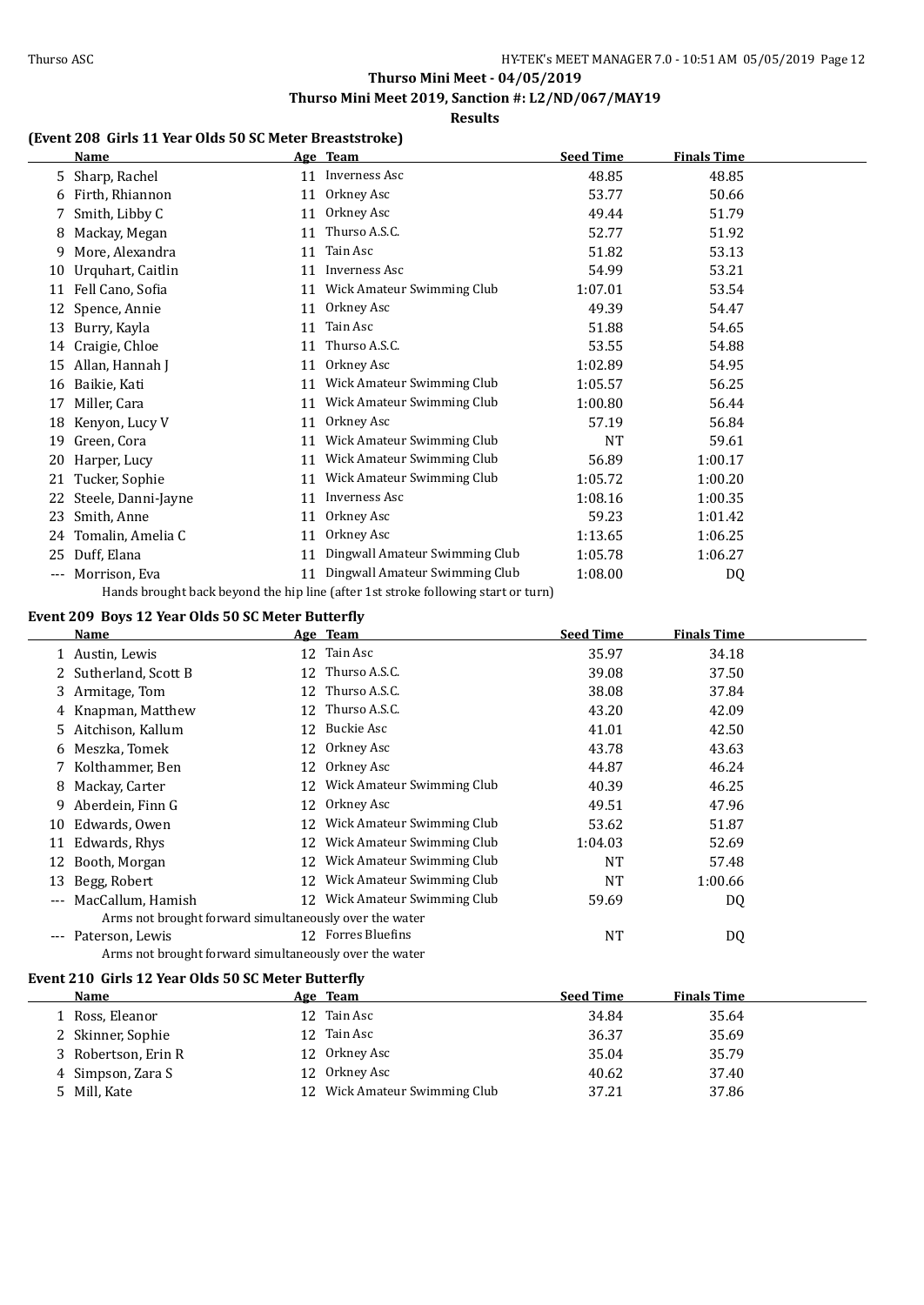### (Event 208 Girls 11 Year Olds 50 SC Meter Breaststroke)

| | Name | Age | Team | Seed Time | Finals Time |
|---|---|---|---|---|---|
| 5 | Sharp, Rachel | 11 | Inverness Asc | 48.85 | 48.85 |
| 6 | Firth, Rhiannon | 11 | Orkney Asc | 53.77 | 50.66 |
| 7 | Smith, Libby C | 11 | Orkney Asc | 49.44 | 51.79 |
| 8 | Mackay, Megan | 11 | Thurso A.S.C. | 52.77 | 51.92 |
| 9 | More, Alexandra | 11 | Tain Asc | 51.82 | 53.13 |
| 10 | Urquhart, Caitlin | 11 | Inverness Asc | 54.99 | 53.21 |
| 11 | Fell Cano, Sofia | 11 | Wick Amateur Swimming Club | 1:07.01 | 53.54 |
| 12 | Spence, Annie | 11 | Orkney Asc | 49.39 | 54.47 |
| 13 | Burry, Kayla | 11 | Tain Asc | 51.88 | 54.65 |
| 14 | Craigie, Chloe | 11 | Thurso A.S.C. | 53.55 | 54.88 |
| 15 | Allan, Hannah J | 11 | Orkney Asc | 1:02.89 | 54.95 |
| 16 | Baikie, Kati | 11 | Wick Amateur Swimming Club | 1:05.57 | 56.25 |
| 17 | Miller, Cara | 11 | Wick Amateur Swimming Club | 1:00.80 | 56.44 |
| 18 | Kenyon, Lucy V | 11 | Orkney Asc | 57.19 | 56.84 |
| 19 | Green, Cora | 11 | Wick Amateur Swimming Club | NT | 59.61 |
| 20 | Harper, Lucy | 11 | Wick Amateur Swimming Club | 56.89 | 1:00.17 |
| 21 | Tucker, Sophie | 11 | Wick Amateur Swimming Club | 1:05.72 | 1:00.20 |
| 22 | Steele, Danni-Jayne | 11 | Inverness Asc | 1:08.16 | 1:00.35 |
| 23 | Smith, Anne | 11 | Orkney Asc | 59.23 | 1:01.42 |
| 24 | Tomalin, Amelia C | 11 | Orkney Asc | 1:13.65 | 1:06.25 |
| 25 | Duff, Elana | 11 | Dingwall Amateur Swimming Club | 1:05.78 | 1:06.27 |
| --- | Morrison, Eva | 11 | Dingwall Amateur Swimming Club | 1:08.00 | DQ |

Hands brought back beyond the hip line (after 1st stroke following start or turn)

### Event 209 Boys 12 Year Olds 50 SC Meter Butterfly

| | Name | Age | Team | Seed Time | Finals Time |
|---|---|---|---|---|---|
| 1 | Austin, Lewis | 12 | Tain Asc | 35.97 | 34.18 |
| 2 | Sutherland, Scott B | 12 | Thurso A.S.C. | 39.08 | 37.50 |
| 3 | Armitage, Tom | 12 | Thurso A.S.C. | 38.08 | 37.84 |
| 4 | Knapman, Matthew | 12 | Thurso A.S.C. | 43.20 | 42.09 |
| 5 | Aitchison, Kallum | 12 | Buckie Asc | 41.01 | 42.50 |
| 6 | Meszka, Tomek | 12 | Orkney Asc | 43.78 | 43.63 |
| 7 | Kolthammer, Ben | 12 | Orkney Asc | 44.87 | 46.24 |
| 8 | Mackay, Carter | 12 | Wick Amateur Swimming Club | 40.39 | 46.25 |
| 9 | Aberdein, Finn G | 12 | Orkney Asc | 49.51 | 47.96 |
| 10 | Edwards, Owen | 12 | Wick Amateur Swimming Club | 53.62 | 51.87 |
| 11 | Edwards, Rhys | 12 | Wick Amateur Swimming Club | 1:04.03 | 52.69 |
| 12 | Booth, Morgan | 12 | Wick Amateur Swimming Club | NT | 57.48 |
| 13 | Begg, Robert | 12 | Wick Amateur Swimming Club | NT | 1:00.66 |
| --- | MacCallum, Hamish | 12 | Wick Amateur Swimming Club | 59.69 | DQ |
| | Arms not brought forward simultaneously over the water | | | | |
| --- | Paterson, Lewis | 12 | Forres Bluefins | NT | DQ |
| | Arms not brought forward simultaneously over the water | | | | |

### Event 210 Girls 12 Year Olds 50 SC Meter Butterfly

| | Name | Age | Team | Seed Time | Finals Time |
|---|---|---|---|---|---|
| 1 | Ross, Eleanor | 12 | Tain Asc | 34.84 | 35.64 |
| 2 | Skinner, Sophie | 12 | Tain Asc | 36.37 | 35.69 |
| 3 | Robertson, Erin R | 12 | Orkney Asc | 35.04 | 35.79 |
| 4 | Simpson, Zara S | 12 | Orkney Asc | 40.62 | 37.40 |
| 5 | Mill, Kate | 12 | Wick Amateur Swimming Club | 37.21 | 37.86 |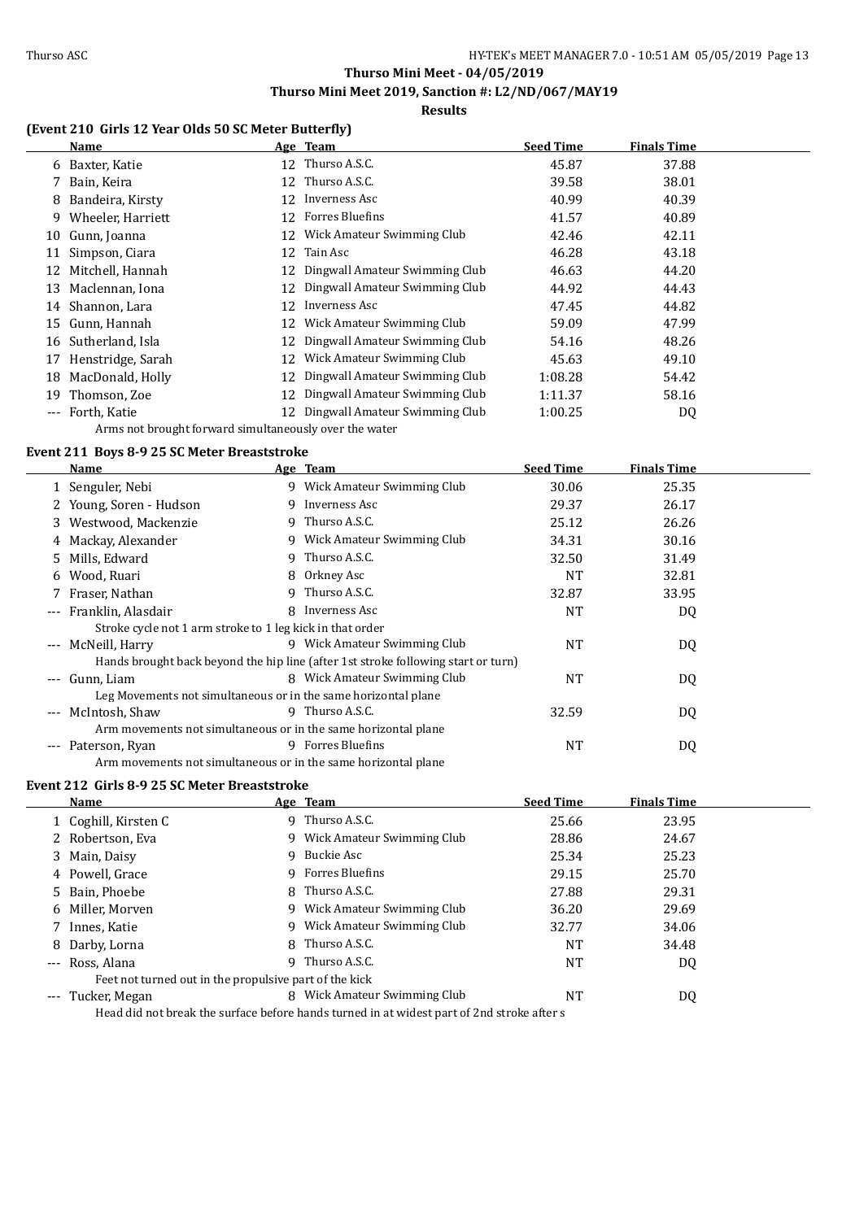**Thurso Mini Meet - 04/05/2019**

**Thurso Mini Meet 2019, Sanction #: L2/ND/067/MAY19**

**Results**

### (Event 210 Girls 12 Year Olds 50 SC Meter Butterfly)

| | Name | Age | Team | Seed Time | Finals Time |
|---|---|---|---|---|---|
| 6 | Baxter, Katie | 12 | Thurso A.S.C. | 45.87 | 37.88 |
| 7 | Bain, Keira | 12 | Thurso A.S.C. | 39.58 | 38.01 |
| 8 | Bandeira, Kirsty | 12 | Inverness Asc | 40.99 | 40.39 |
| 9 | Wheeler, Harriett | 12 | Forres Bluefins | 41.57 | 40.89 |
| 10 | Gunn, Joanna | 12 | Wick Amateur Swimming Club | 42.46 | 42.11 |
| 11 | Simpson, Ciara | 12 | Tain Asc | 46.28 | 43.18 |
| 12 | Mitchell, Hannah | 12 | Dingwall Amateur Swimming Club | 46.63 | 44.20 |
| 13 | Maclennan, Iona | 12 | Dingwall Amateur Swimming Club | 44.92 | 44.43 |
| 14 | Shannon, Lara | 12 | Inverness Asc | 47.45 | 44.82 |
| 15 | Gunn, Hannah | 12 | Wick Amateur Swimming Club | 59.09 | 47.99 |
| 16 | Sutherland, Isla | 12 | Dingwall Amateur Swimming Club | 54.16 | 48.26 |
| 17 | Henstridge, Sarah | 12 | Wick Amateur Swimming Club | 45.63 | 49.10 |
| 18 | MacDonald, Holly | 12 | Dingwall Amateur Swimming Club | 1:08.28 | 54.42 |
| 19 | Thomson, Zoe | 12 | Dingwall Amateur Swimming Club | 1:11.37 | 58.16 |
| --- | Forth, Katie | 12 | Dingwall Amateur Swimming Club | 1:00.25 | DQ |
| | Arms not brought forward simultaneously over the water | | | | |

### Event 211 Boys 8-9 25 SC Meter Breaststroke

| | Name | Age | Team | Seed Time | Finals Time |
|---|---|---|---|---|---|
| 1 | Senguler, Nebi | 9 | Wick Amateur Swimming Club | 30.06 | 25.35 |
| 2 | Young, Soren - Hudson | 9 | Inverness Asc | 29.37 | 26.17 |
| 3 | Westwood, Mackenzie | 9 | Thurso A.S.C. | 25.12 | 26.26 |
| 4 | Mackay, Alexander | 9 | Wick Amateur Swimming Club | 34.31 | 30.16 |
| 5 | Mills, Edward | 9 | Thurso A.S.C. | 32.50 | 31.49 |
| 6 | Wood, Ruari | 8 | Orkney Asc | NT | 32.81 |
| 7 | Fraser, Nathan | 9 | Thurso A.S.C. | 32.87 | 33.95 |
| --- | Franklin, Alasdair | 8 | Inverness Asc | NT | DQ |
| | Stroke cycle not 1 arm stroke to 1 leg kick in that order | | | | |
| --- | McNeill, Harry | 9 | Wick Amateur Swimming Club | NT | DQ |
| | Hands brought back beyond the hip line (after 1st stroke following start or turn) | | | | |
| --- | Gunn, Liam | 8 | Wick Amateur Swimming Club | NT | DQ |
| | Leg Movements not simultaneous or in the same horizontal plane | | | | |
| --- | McIntosh, Shaw | 9 | Thurso A.S.C. | 32.59 | DQ |
| | Arm movements not simultaneous or in the same horizontal plane | | | | |
| --- | Paterson, Ryan | 9 | Forres Bluefins | NT | DQ |
| | Arm movements not simultaneous or in the same horizontal plane | | | | |

### Event 212 Girls 8-9 25 SC Meter Breaststroke

| | Name | Age | Team | Seed Time | Finals Time |
|---|---|---|---|---|---|
| 1 | Coghill, Kirsten C | 9 | Thurso A.S.C. | 25.66 | 23.95 |
| 2 | Robertson, Eva | 9 | Wick Amateur Swimming Club | 28.86 | 24.67 |
| 3 | Main, Daisy | 9 | Buckie Asc | 25.34 | 25.23 |
| 4 | Powell, Grace | 9 | Forres Bluefins | 29.15 | 25.70 |
| 5 | Bain, Phoebe | 8 | Thurso A.S.C. | 27.88 | 29.31 |
| 6 | Miller, Morven | 9 | Wick Amateur Swimming Club | 36.20 | 29.69 |
| 7 | Innes, Katie | 9 | Wick Amateur Swimming Club | 32.77 | 34.06 |
| 8 | Darby, Lorna | 8 | Thurso A.S.C. | NT | 34.48 |
| --- | Ross, Alana | 9 | Thurso A.S.C. | NT | DQ |
| | Feet not turned out in the propulsive part of the kick | | | | |
| --- | Tucker, Megan | 8 | Wick Amateur Swimming Club | NT | DQ |
| | Head did not break the surface before hands turned in at widest part of 2nd stroke after s | | | | |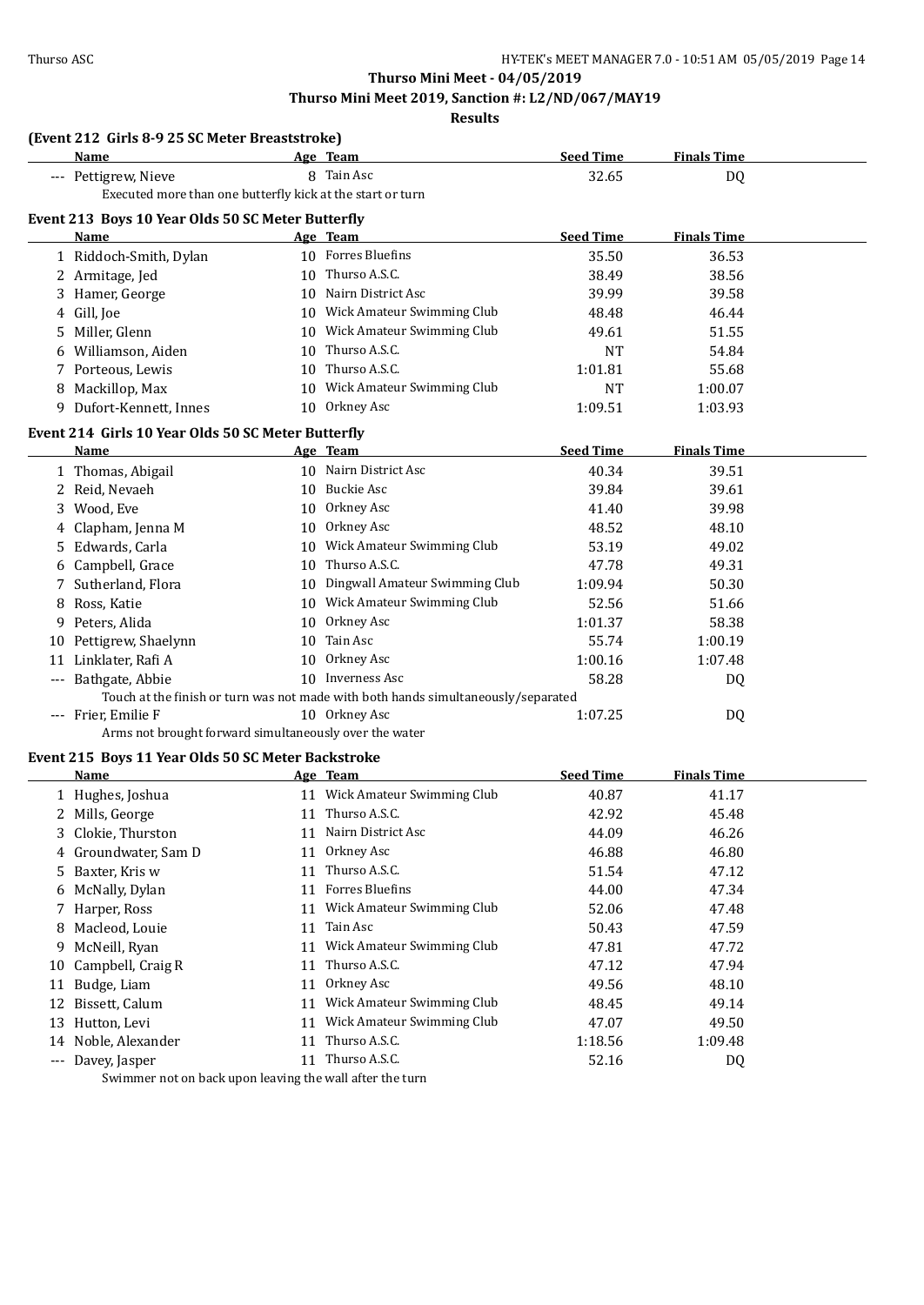**Thurso Mini Meet - 04/05/2019**

**Thurso Mini Meet 2019, Sanction #: L2/ND/067/MAY19**

**Results**

### (Event 212 Girls 8-9 25 SC Meter Breaststroke)

| | Name | Age | Team | Seed Time | Finals Time |
|---|---|---|---|---|---|
| --- | Pettigrew, Nieve | 8 | Tain Asc | 32.65 | DQ |

Executed more than one butterfly kick at the start or turn

### Event 213 Boys 10 Year Olds 50 SC Meter Butterfly

| | Name | Age | Team | Seed Time | Finals Time |
|---|---|---|---|---|---|
| 1 | Riddoch-Smith, Dylan | 10 | Forres Bluefins | 35.50 | 36.53 |
| 2 | Armitage, Jed | 10 | Thurso A.S.C. | 38.49 | 38.56 |
| 3 | Hamer, George | 10 | Nairn District Asc | 39.99 | 39.58 |
| 4 | Gill, Joe | 10 | Wick Amateur Swimming Club | 48.48 | 46.44 |
| 5 | Miller, Glenn | 10 | Wick Amateur Swimming Club | 49.61 | 51.55 |
| 6 | Williamson, Aiden | 10 | Thurso A.S.C. | NT | 54.84 |
| 7 | Porteous, Lewis | 10 | Thurso A.S.C. | 1:01.81 | 55.68 |
| 8 | Mackillop, Max | 10 | Wick Amateur Swimming Club | NT | 1:00.07 |
| 9 | Dufort-Kennett, Innes | 10 | Orkney Asc | 1:09.51 | 1:03.93 |

### Event 214 Girls 10 Year Olds 50 SC Meter Butterfly

| | Name | Age | Team | Seed Time | Finals Time |
|---|---|---|---|---|---|
| 1 | Thomas, Abigail | 10 | Nairn District Asc | 40.34 | 39.51 |
| 2 | Reid, Nevaeh | 10 | Buckie Asc | 39.84 | 39.61 |
| 3 | Wood, Eve | 10 | Orkney Asc | 41.40 | 39.98 |
| 4 | Clapham, Jenna M | 10 | Orkney Asc | 48.52 | 48.10 |
| 5 | Edwards, Carla | 10 | Wick Amateur Swimming Club | 53.19 | 49.02 |
| 6 | Campbell, Grace | 10 | Thurso A.S.C. | 47.78 | 49.31 |
| 7 | Sutherland, Flora | 10 | Dingwall Amateur Swimming Club | 1:09.94 | 50.30 |
| 8 | Ross, Katie | 10 | Wick Amateur Swimming Club | 52.56 | 51.66 |
| 9 | Peters, Alida | 10 | Orkney Asc | 1:01.37 | 58.38 |
| 10 | Pettigrew, Shaelynn | 10 | Tain Asc | 55.74 | 1:00.19 |
| 11 | Linklater, Rafi A | 10 | Orkney Asc | 1:00.16 | 1:07.48 |
| --- | Bathgate, Abbie | 10 | Inverness Asc | 58.28 | DQ |
| | Touch at the finish or turn was not made with both hands simultaneously/separated | | | | |
| --- | Frier, Emilie F | 10 | Orkney Asc | 1:07.25 | DQ |
| | Arms not brought forward simultaneously over the water | | | | |

### Event 215 Boys 11 Year Olds 50 SC Meter Backstroke

| | Name | Age | Team | Seed Time | Finals Time |
|---|---|---|---|---|---|
| 1 | Hughes, Joshua | 11 | Wick Amateur Swimming Club | 40.87 | 41.17 |
| 2 | Mills, George | 11 | Thurso A.S.C. | 42.92 | 45.48 |
| 3 | Clokie, Thurston | 11 | Nairn District Asc | 44.09 | 46.26 |
| 4 | Groundwater, Sam D | 11 | Orkney Asc | 46.88 | 46.80 |
| 5 | Baxter, Kris w | 11 | Thurso A.S.C. | 51.54 | 47.12 |
| 6 | McNally, Dylan | 11 | Forres Bluefins | 44.00 | 47.34 |
| 7 | Harper, Ross | 11 | Wick Amateur Swimming Club | 52.06 | 47.48 |
| 8 | Macleod, Louie | 11 | Tain Asc | 50.43 | 47.59 |
| 9 | McNeill, Ryan | 11 | Wick Amateur Swimming Club | 47.81 | 47.72 |
| 10 | Campbell, Craig R | 11 | Thurso A.S.C. | 47.12 | 47.94 |
| 11 | Budge, Liam | 11 | Orkney Asc | 49.56 | 48.10 |
| 12 | Bissett, Calum | 11 | Wick Amateur Swimming Club | 48.45 | 49.14 |
| 13 | Hutton, Levi | 11 | Wick Amateur Swimming Club | 47.07 | 49.50 |
| 14 | Noble, Alexander | 11 | Thurso A.S.C. | 1:18.56 | 1:09.48 |
| --- | Davey, Jasper | 11 | Thurso A.S.C. | 52.16 | DQ |
| | Swimmer not on back upon leaving the wall after the turn | | | | |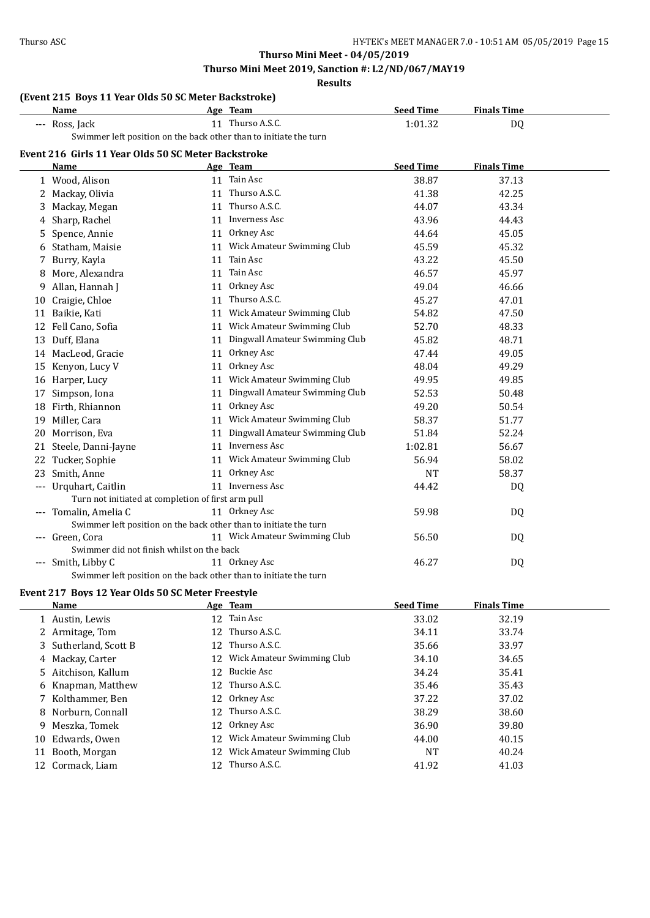**Thurso Mini Meet - 04/05/2019**

**Thurso Mini Meet 2019, Sanction #: L2/ND/067/MAY19**

**Results**

### (Event 215 Boys 11 Year Olds 50 SC Meter Backstroke)

| | Name | Age | Team | Seed Time | Finals Time |
|---|---|---|---|---|---|
| --- | Ross, Jack | 11 | Thurso A.S.C. | 1:01.32 | DQ |
| | Swimmer left position on the back other than to initiate the turn | | | | |

### Event 216 Girls 11 Year Olds 50 SC Meter Backstroke

| | Name | Age | Team | Seed Time | Finals Time |
|---|---|---|---|---|---|
| 1 | Wood, Alison | 11 | Tain Asc | 38.87 | 37.13 |
| 2 | Mackay, Olivia | 11 | Thurso A.S.C. | 41.38 | 42.25 |
| 3 | Mackay, Megan | 11 | Thurso A.S.C. | 44.07 | 43.34 |
| 4 | Sharp, Rachel | 11 | Inverness Asc | 43.96 | 44.43 |
| 5 | Spence, Annie | 11 | Orkney Asc | 44.64 | 45.05 |
| 6 | Statham, Maisie | 11 | Wick Amateur Swimming Club | 45.59 | 45.32 |
| 7 | Burry, Kayla | 11 | Tain Asc | 43.22 | 45.50 |
| 8 | More, Alexandra | 11 | Tain Asc | 46.57 | 45.97 |
| 9 | Allan, Hannah J | 11 | Orkney Asc | 49.04 | 46.66 |
| 10 | Craigie, Chloe | 11 | Thurso A.S.C. | 45.27 | 47.01 |
| 11 | Baikie, Kati | 11 | Wick Amateur Swimming Club | 54.82 | 47.50 |
| 12 | Fell Cano, Sofia | 11 | Wick Amateur Swimming Club | 52.70 | 48.33 |
| 13 | Duff, Elana | 11 | Dingwall Amateur Swimming Club | 45.82 | 48.71 |
| 14 | MacLeod, Gracie | 11 | Orkney Asc | 47.44 | 49.05 |
| 15 | Kenyon, Lucy V | 11 | Orkney Asc | 48.04 | 49.29 |
| 16 | Harper, Lucy | 11 | Wick Amateur Swimming Club | 49.95 | 49.85 |
| 17 | Simpson, Iona | 11 | Dingwall Amateur Swimming Club | 52.53 | 50.48 |
| 18 | Firth, Rhiannon | 11 | Orkney Asc | 49.20 | 50.54 |
| 19 | Miller, Cara | 11 | Wick Amateur Swimming Club | 58.37 | 51.77 |
| 20 | Morrison, Eva | 11 | Dingwall Amateur Swimming Club | 51.84 | 52.24 |
| 21 | Steele, Danni-Jayne | 11 | Inverness Asc | 1:02.81 | 56.67 |
| 22 | Tucker, Sophie | 11 | Wick Amateur Swimming Club | 56.94 | 58.02 |
| 23 | Smith, Anne | 11 | Orkney Asc | NT | 58.37 |
| --- | Urquhart, Caitlin | 11 | Inverness Asc | 44.42 | DQ |
| | Turn not initiated at completion of first arm pull | | | | |
| --- | Tomalin, Amelia C | 11 | Orkney Asc | 59.98 | DQ |
| | Swimmer left position on the back other than to initiate the turn | | | | |
| --- | Green, Cora | 11 | Wick Amateur Swimming Club | 56.50 | DQ |
| | Swimmer did not finish whilst on the back | | | | |
| --- | Smith, Libby C | 11 | Orkney Asc | 46.27 | DQ |
| | Swimmer left position on the back other than to initiate the turn | | | | |

### Event 217 Boys 12 Year Olds 50 SC Meter Freestyle

| | Name | Age | Team | Seed Time | Finals Time |
|---|---|---|---|---|---|
| 1 | Austin, Lewis | 12 | Tain Asc | 33.02 | 32.19 |
| 2 | Armitage, Tom | 12 | Thurso A.S.C. | 34.11 | 33.74 |
| 3 | Sutherland, Scott B | 12 | Thurso A.S.C. | 35.66 | 33.97 |
| 4 | Mackay, Carter | 12 | Wick Amateur Swimming Club | 34.10 | 34.65 |
| 5 | Aitchison, Kallum | 12 | Buckie Asc | 34.24 | 35.41 |
| 6 | Knapman, Matthew | 12 | Thurso A.S.C. | 35.46 | 35.43 |
| 7 | Kolthammer, Ben | 12 | Orkney Asc | 37.22 | 37.02 |
| 8 | Norburn, Connall | 12 | Thurso A.S.C. | 38.29 | 38.60 |
| 9 | Meszka, Tomek | 12 | Orkney Asc | 36.90 | 39.80 |
| 10 | Edwards, Owen | 12 | Wick Amateur Swimming Club | 44.00 | 40.15 |
| 11 | Booth, Morgan | 12 | Wick Amateur Swimming Club | NT | 40.24 |
| 12 | Cormack, Liam | 12 | Thurso A.S.C. | 41.92 | 41.03 |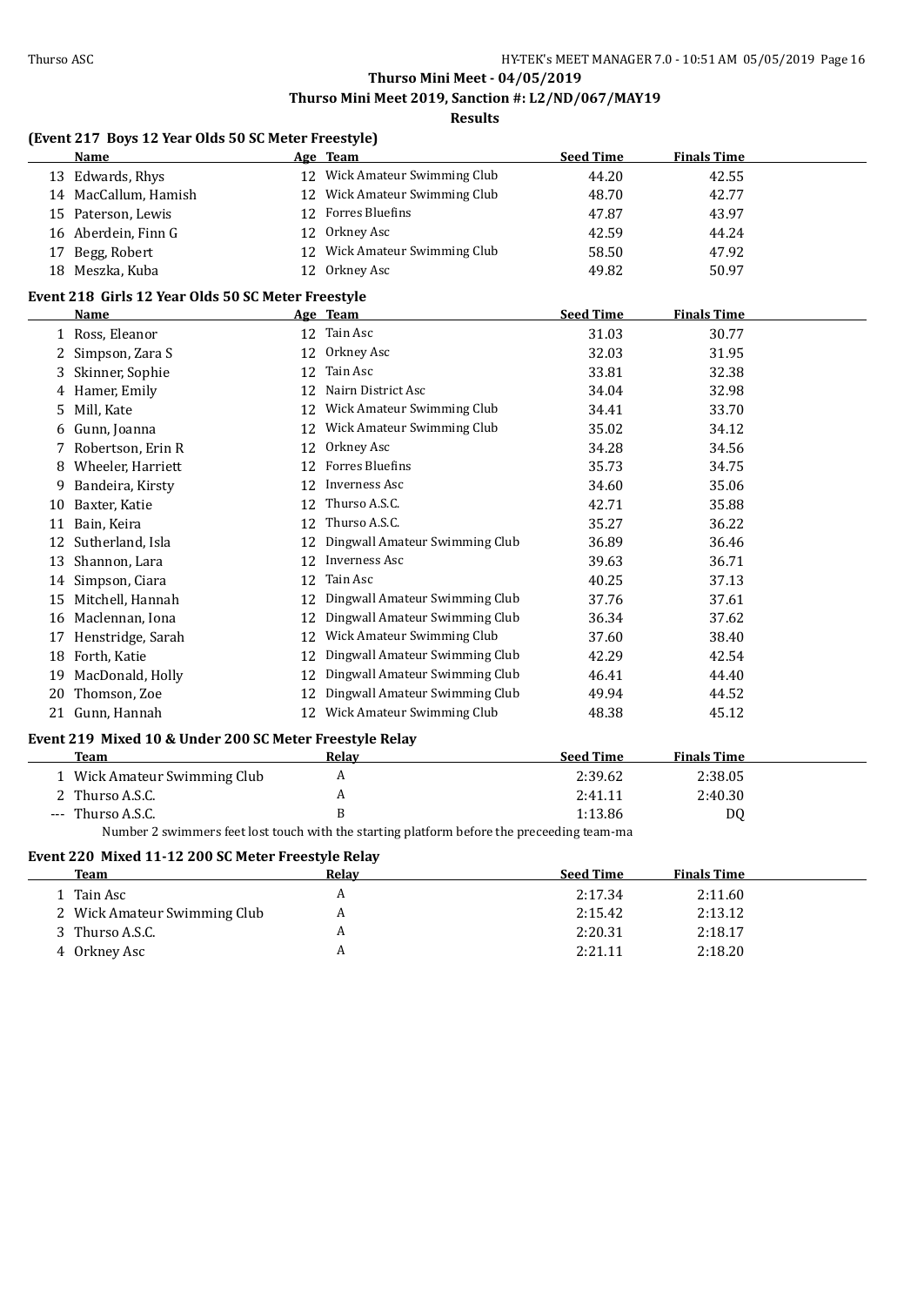**Thurso Mini Meet - 04/05/2019**

**Thurso Mini Meet 2019, Sanction #: L2/ND/067/MAY19**

**Results**

### (Event 217 Boys 12 Year Olds 50 SC Meter Freestyle)

| | Name | Age | Team | Seed Time | Finals Time |
|---|---|---|---|---|---|
| 13 | Edwards, Rhys | 12 | Wick Amateur Swimming Club | 44.20 | 42.55 |
| 14 | MacCallum, Hamish | 12 | Wick Amateur Swimming Club | 48.70 | 42.77 |
| 15 | Paterson, Lewis | 12 | Forres Bluefins | 47.87 | 43.97 |
| 16 | Aberdein, Finn G | 12 | Orkney Asc | 42.59 | 44.24 |
| 17 | Begg, Robert | 12 | Wick Amateur Swimming Club | 58.50 | 47.92 |
| 18 | Meszka, Kuba | 12 | Orkney Asc | 49.82 | 50.97 |

### Event 218 Girls 12 Year Olds 50 SC Meter Freestyle

| | Name | Age | Team | Seed Time | Finals Time |
|---|---|---|---|---|---|
| 1 | Ross, Eleanor | 12 | Tain Asc | 31.03 | 30.77 |
| 2 | Simpson, Zara S | 12 | Orkney Asc | 32.03 | 31.95 |
| 3 | Skinner, Sophie | 12 | Tain Asc | 33.81 | 32.38 |
| 4 | Hamer, Emily | 12 | Nairn District Asc | 34.04 | 32.98 |
| 5 | Mill, Kate | 12 | Wick Amateur Swimming Club | 34.41 | 33.70 |
| 6 | Gunn, Joanna | 12 | Wick Amateur Swimming Club | 35.02 | 34.12 |
| 7 | Robertson, Erin R | 12 | Orkney Asc | 34.28 | 34.56 |
| 8 | Wheeler, Harriett | 12 | Forres Bluefins | 35.73 | 34.75 |
| 9 | Bandeira, Kirsty | 12 | Inverness Asc | 34.60 | 35.06 |
| 10 | Baxter, Katie | 12 | Thurso A.S.C. | 42.71 | 35.88 |
| 11 | Bain, Keira | 12 | Thurso A.S.C. | 35.27 | 36.22 |
| 12 | Sutherland, Isla | 12 | Dingwall Amateur Swimming Club | 36.89 | 36.46 |
| 13 | Shannon, Lara | 12 | Inverness Asc | 39.63 | 36.71 |
| 14 | Simpson, Ciara | 12 | Tain Asc | 40.25 | 37.13 |
| 15 | Mitchell, Hannah | 12 | Dingwall Amateur Swimming Club | 37.76 | 37.61 |
| 16 | Maclennan, Iona | 12 | Dingwall Amateur Swimming Club | 36.34 | 37.62 |
| 17 | Henstridge, Sarah | 12 | Wick Amateur Swimming Club | 37.60 | 38.40 |
| 18 | Forth, Katie | 12 | Dingwall Amateur Swimming Club | 42.29 | 42.54 |
| 19 | MacDonald, Holly | 12 | Dingwall Amateur Swimming Club | 46.41 | 44.40 |
| 20 | Thomson, Zoe | 12 | Dingwall Amateur Swimming Club | 49.94 | 44.52 |
| 21 | Gunn, Hannah | 12 | Wick Amateur Swimming Club | 48.38 | 45.12 |

### Event 219 Mixed 10 & Under 200 SC Meter Freestyle Relay

| | Team | Relay | Seed Time | Finals Time |
|---|---|---|---|---|
| 1 | Wick Amateur Swimming Club | A | 2:39.62 | 2:38.05 |
| 2 | Thurso A.S.C. | A | 2:41.11 | 2:40.30 |
| --- | Thurso A.S.C. | B | 1:13.86 | DQ |

Number 2 swimmers feet lost touch with the starting platform before the preceeding team-ma

### Event 220 Mixed 11-12 200 SC Meter Freestyle Relay

| | Team | Relay | Seed Time | Finals Time |
|---|---|---|---|---|
| 1 | Tain Asc | A | 2:17.34 | 2:11.60 |
| 2 | Wick Amateur Swimming Club | A | 2:15.42 | 2:13.12 |
| 3 | Thurso A.S.C. | A | 2:20.31 | 2:18.17 |
| 4 | Orkney Asc | A | 2:21.11 | 2:18.20 |